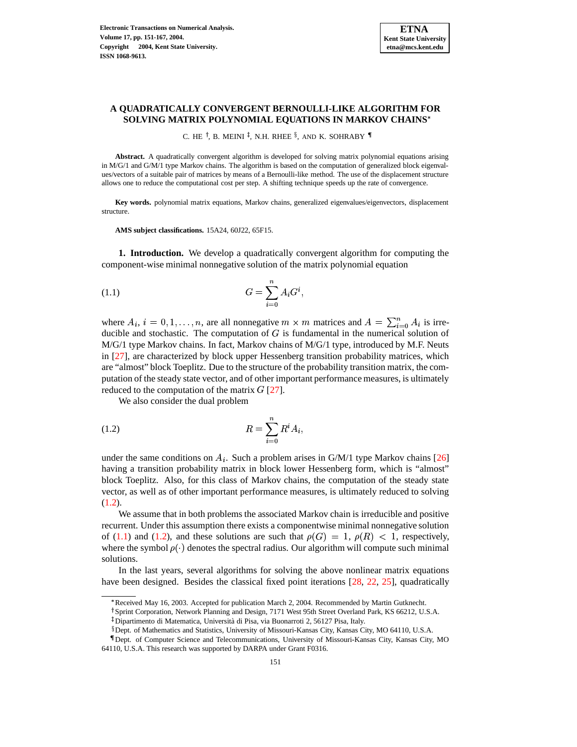# A QUADRATICALLY CONVERGENT BERNOULLI-LIKE ALGORITHM FOR SOLVING MATRIX POLYNOMIAL EQUATIONS IN MARKOV CHAINS*

C. HE [†], B. MEINI [‡], N.H. RHEE [§], AND K. SOHRABY [¶]

**Abstract.** A quadratically convergent algorithm is developed for solving matrix polynomial equations arising in M/G/1 and G/M/1 type Markov chains. The algorithm is based on the computation of generalized block eigenvalues/vectors of a suitable pair of matrices by means of a Bernoulli-like method. The use of the displacement structure allows one to reduce the computational cost per step. A shifting technique speeds up the rate of convergence.

**Key words.** polynomial matrix equations, Markov chains, generalized eigenvalues/eigenvectors, displacement structure.

**AMS subject classifications.** 15A24, 60J22, 65F15.

**1. Introduction.** We develop a quadratically convergent algorithm for computing the component-wise minimal nonnegative solution of the matrix polynomial equation

$$G = \sum_{i=0}^{n} A_i G^i, \tag{1.1}$$

where $A_i$, $i = 0, 1, \ldots, n$, are all nonnegative $m \times m$ matrices and $A = \sum_{i=0}^{n} A_i$ is irreducible and stochastic. The computation of $G$ is fundamental in the numerical solution of M/G/1 type Markov chains. In fact, Markov chains of M/G/1 type, introduced by M.F. Neuts in [27], are characterized by block upper Hessenberg transition probability matrices, which are "almost" block Toeplitz. Due to the structure of the probability transition matrix, the computation of the steady state vector, and of other important performance measures, is ultimately reduced to the computation of the matrix $G$ [27].

We also consider the dual problem

$$R = \sum_{i=0}^{n} R^i A_i, \tag{1.2}$$

under the same conditions on $A_i$. Such a problem arises in G/M/1 type Markov chains [26] having a transition probability matrix in block lower Hessenberg form, which is "almost" block Toeplitz. Also, for this class of Markov chains, the computation of the steady state vector, as well as of other important performance measures, is ultimately reduced to solving (1.2).

We assume that in both problems the associated Markov chain is irreducible and positive recurrent. Under this assumption there exists a componentwise minimal nonnegative solution of (1.1) and (1.2), and these solutions are such that $\rho(G) = 1$, $\rho(R) < 1$, respectively, where the symbol $\rho(\cdot)$ denotes the spectral radius. Our algorithm will compute such minimal solutions.

In the last years, several algorithms for solving the above nonlinear matrix equations have been designed. Besides the classical fixed point iterations [28, 22, 25], quadratically

---

*Received May 16, 2003. Accepted for publication March 2, 2004. Recommended by Martin Gutknecht.

†Sprint Corporation, Network Planning and Design, 7171 West 95th Street Overland Park, KS 66212, U.S.A.

‡Dipartimento di Matematica, Università di Pisa, via Buonarroti 2, 56127 Pisa, Italy.

§Dept. of Mathematics and Statistics, University of Missouri-Kansas City, Kansas City, MO 64110, U.S.A.

¶Dept. of Computer Science and Telecommunications, University of Missouri-Kansas City, Kansas City, MO 64110, U.S.A. This research was supported by DARPA under Grant F0316.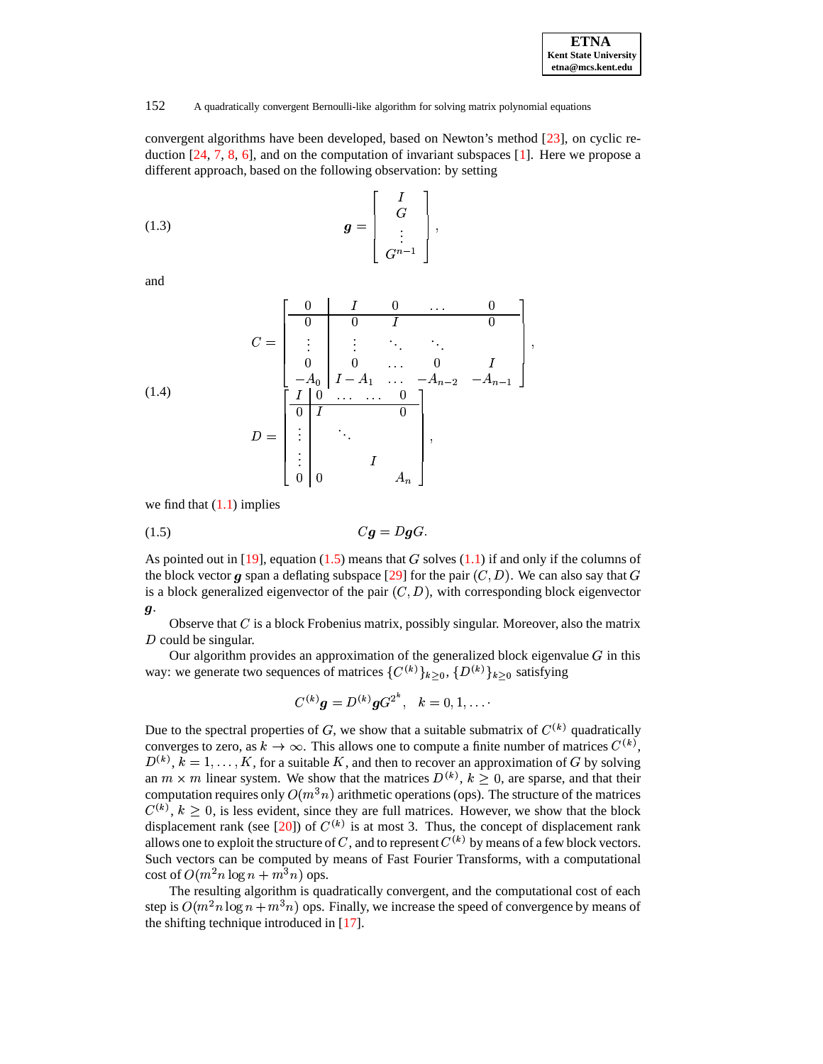convergent algorithms have been developed, based on Newton's method [23], on cyclic reduction [24, 7, 8, 6], and on the computation of invariant subspaces [1]. Here we propose a different approach, based on the following observation: by setting

$$\boldsymbol{g} = \begin{bmatrix} I \\ G \\ \vdots \\ G^{n-1} \end{bmatrix}, \tag{1.3}$$

and

$$C = \left[\begin{array}{c|cccc} 0 & I & 0 & \dots & 0 \\ \hline 0 & 0 & I & & 0 \\ \vdots & \vdots & \ddots & \ddots & \\ 0 & 0 & \dots & 0 & I \\ -A_0 & I - A_1 & \dots & -A_{n-2} & -A_{n-1} \end{array}\right],$$

$$D = \left[\begin{array}{c|cccc} I & 0 & \dots & \dots & 0 \\ \hline 0 & I & & & 0 \\ \vdots & & \ddots & & \\ \vdots & & & I & \\ 0 & 0 & & & A_n \end{array}\right], \tag{1.4}$$

we find that (1.1) implies

$$C\boldsymbol{g} = D\boldsymbol{g}G. \tag{1.5}$$

As pointed out in [19], equation (1.5) means that $G$ solves (1.1) if and only if the columns of the block vector $\boldsymbol{g}$ span a deflating subspace [29] for the pair $(C, D)$. We can also say that $G$ is a block generalized eigenvector of the pair $(C, D)$, with corresponding block eigenvector $\boldsymbol{g}$.

Observe that $C$ is a block Frobenius matrix, possibly singular. Moreover, also the matrix $D$ could be singular.

Our algorithm provides an approximation of the generalized block eigenvalue $G$ in this way: we generate two sequences of matrices $\{C^{(k)}\}_{k\geq 0}$, $\{D^{(k)}\}_{k\geq 0}$ satisfying

$$C^{(k)}\boldsymbol{g} = D^{(k)}\boldsymbol{g}G^{2^k}, \quad k = 0, 1, \dots.$$

Due to the spectral properties of $G$, we show that a suitable submatrix of $C^{(k)}$ quadratically converges to zero, as $k \to \infty$. This allows one to compute a finite number of matrices $C^{(k)}$, $D^{(k)}$, $k = 1, \dots, K$, for a suitable $K$, and then to recover an approximation of $G$ by solving an $m \times m$ linear system. We show that the matrices $D^{(k)}$, $k \geq 0$, are sparse, and that their computation requires only $O(m^3 n)$ arithmetic operations (ops). The structure of the matrices $C^{(k)}$, $k \geq 0$, is less evident, since they are full matrices. However, we show that the block displacement rank (see [20]) of $C^{(k)}$ is at most 3. Thus, the concept of displacement rank allows one to exploit the structure of $C$, and to represent $C^{(k)}$ by means of a few block vectors. Such vectors can be computed by means of Fast Fourier Transforms, with a computational cost of $O(m^2 n \log n + m^3 n)$ ops.

The resulting algorithm is quadratically convergent, and the computational cost of each step is $O(m^2 n \log n + m^3 n)$ ops. Finally, we increase the speed of convergence by means of the shifting technique introduced in [17].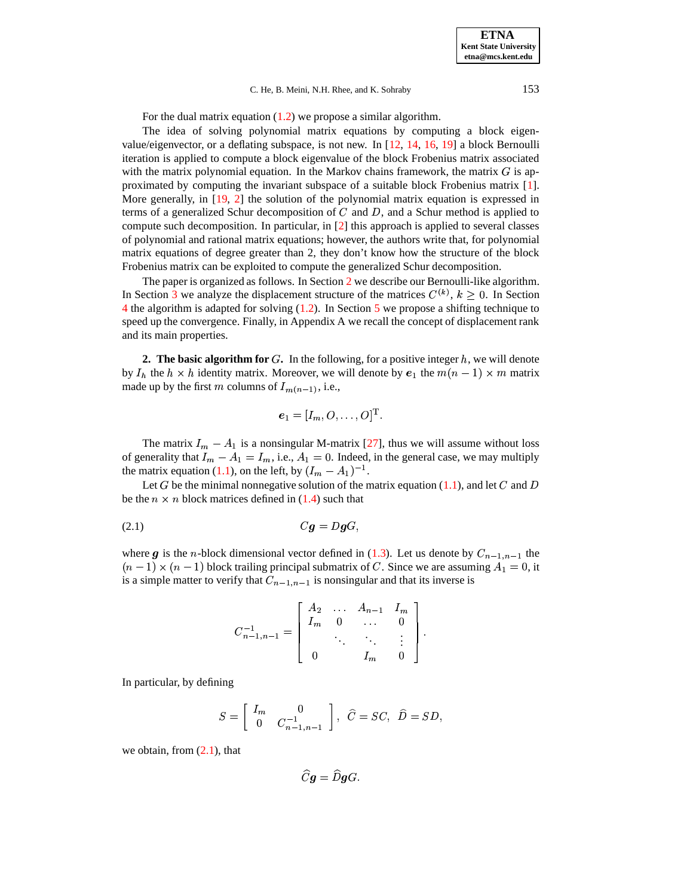For the dual matrix equation (1.2) we propose a similar algorithm.

The idea of solving polynomial matrix equations by computing a block eigenvalue/eigenvector, or a deflating subspace, is not new. In [12, 14, 16, 19] a block Bernoulli iteration is applied to compute a block eigenvalue of the block Frobenius matrix associated with the matrix polynomial equation. In the Markov chains framework, the matrix $G$ is approximated by computing the invariant subspace of a suitable block Frobenius matrix [1]. More generally, in [19, 2] the solution of the polynomial matrix equation is expressed in terms of a generalized Schur decomposition of $C$ and $D$, and a Schur method is applied to compute such decomposition. In particular, in [2] this approach is applied to several classes of polynomial and rational matrix equations; however, the authors write that, for polynomial matrix equations of degree greater than 2, they don't know how the structure of the block Frobenius matrix can be exploited to compute the generalized Schur decomposition.

The paper is organized as follows. In Section 2 we describe our Bernoulli-like algorithm. In Section 3 we analyze the displacement structure of the matrices $C^{(k)}$, $k \geq 0$. In Section 4 the algorithm is adapted for solving (1.2). In Section 5 we propose a shifting technique to speed up the convergence. Finally, in Appendix A we recall the concept of displacement rank and its main properties.

**2. The basic algorithm for $G$.** In the following, for a positive integer $h$, we will denote by $I_h$ the $h \times h$ identity matrix. Moreover, we will denote by $\boldsymbol{e}_1$ the $m(n-1) \times m$ matrix made up by the first $m$ columns of $I_{m(n-1)}$, i.e.,

$$\boldsymbol{e}_1 = [I_m, O, \ldots, O]^{\mathrm{T}}.$$

The matrix $I_m - A_1$ is a nonsingular M-matrix [27], thus we will assume without loss of generality that $I_m - A_1 = I_m$, i.e., $A_1 = 0$. Indeed, in the general case, we may multiply the matrix equation (1.1), on the left, by $(I_m - A_1)^{-1}$.

Let $G$ be the minimal nonnegative solution of the matrix equation (1.1), and let $C$ and $D$ be the $n \times n$ block matrices defined in (1.4) such that

$$C\boldsymbol{g} = D\boldsymbol{g}G, \tag{2.1}$$

where $\boldsymbol{g}$ is the $n$-block dimensional vector defined in (1.3). Let us denote by $C_{n-1,n-1}$ the $(n-1) \times (n-1)$ block trailing principal submatrix of $C$. Since we are assuming $A_1 = 0$, it is a simple matter to verify that $C_{n-1,n-1}$ is nonsingular and that its inverse is

$$C_{n-1,n-1}^{-1} = \begin{bmatrix} A_2 & \ldots & A_{n-1} & I_m \\ I_m & 0 & \ldots & 0 \\ & \ddots & \ddots & \vdots \\ 0 & & I_m & 0 \end{bmatrix}.$$

In particular, by defining

$$S = \begin{bmatrix} I_m & 0 \\ 0 & C_{n-1,n-1}^{-1} \end{bmatrix}, \quad \widehat{C} = SC, \quad \widehat{D} = SD,$$

we obtain, from (2.1), that

$$\widehat{C}\boldsymbol{g} = \widehat{D}\boldsymbol{g}G.$$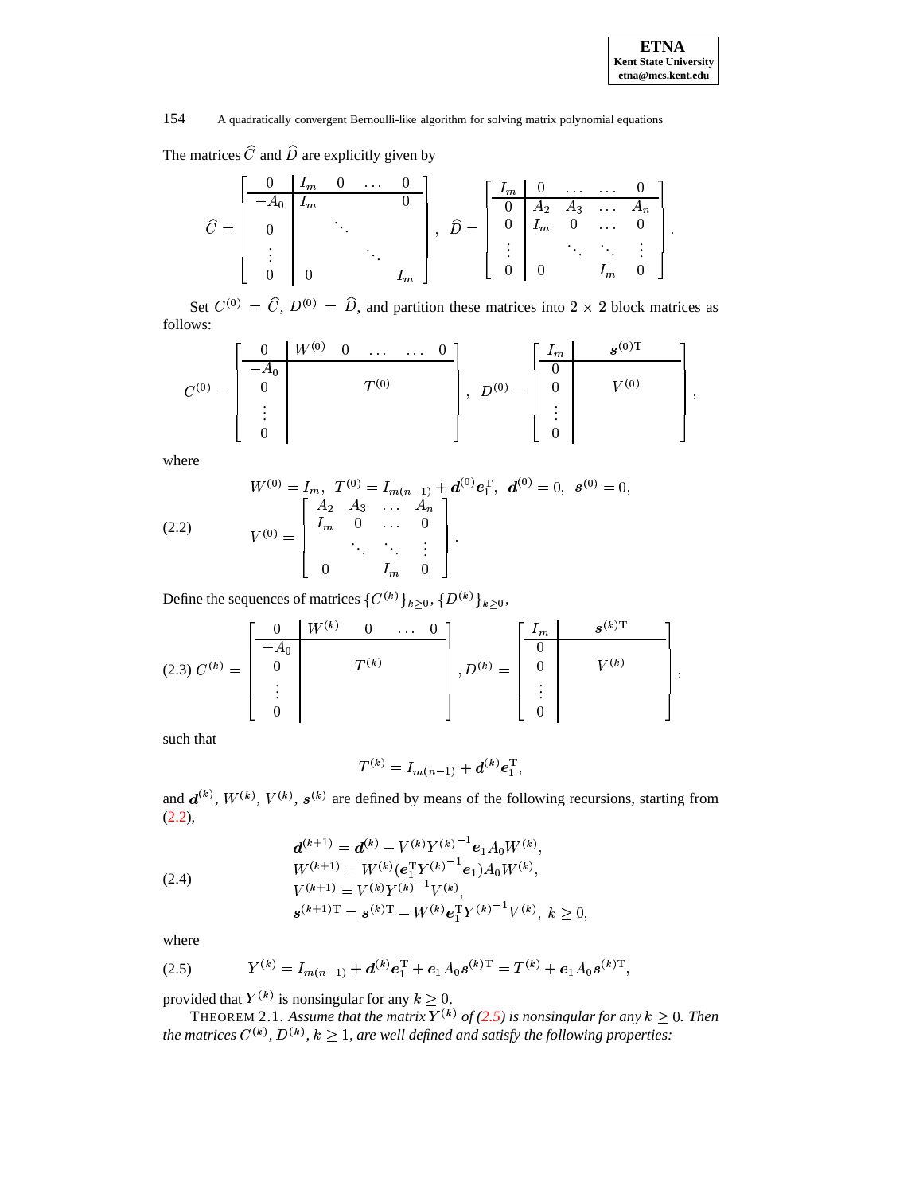The matrices $\widehat{C}$ and $\widehat{D}$ are explicitly given by

$$
\widehat{C} = \left[\begin{array}{c|cccc}
0 & I_m & 0 & \dots & 0 \\
\hline
-A_0 & I_m & & & 0 \\
0 & & \ddots & & \\
\vdots & & & \ddots & \\
0 & 0 & & & I_m
\end{array}\right], \quad
\widehat{D} = \left[\begin{array}{c|cccc}
I_m & 0 & \dots & \dots & 0 \\
\hline
0 & A_2 & A_3 & \dots & A_n \\
0 & I_m & 0 & \dots & 0 \\
\vdots & & \ddots & \ddots & \vdots \\
0 & 0 & & I_m & 0
\end{array}\right].
$$

Set $C^{(0)} = \widehat{C}$, $D^{(0)} = \widehat{D}$, and partition these matrices into $2 \times 2$ block matrices as follows:

$$
C^{(0)} = \left[\begin{array}{c|ccccc}
0 & W^{(0)} & 0 & \dots & \dots & 0 \\
\hline
-A_0 & & & & & \\
0 & & & T^{(0)} & & \\
\vdots & & & & & \\
0 & & & & &
\end{array}\right], \quad
D^{(0)} = \left[\begin{array}{c|c}
I_m & \boldsymbol{s}^{(0)\mathrm{T}} \\
\hline
0 & \\
0 & V^{(0)} \\
\vdots & \\
0 &
\end{array}\right],
$$

where

$$
\tag{2.2}
\begin{array}{l}
W^{(0)} = I_m, \ \ T^{(0)} = I_{m(n-1)} + \boldsymbol{d}^{(0)} \boldsymbol{e}_1^{\mathrm{T}}, \ \ \boldsymbol{d}^{(0)} = 0, \ \ \boldsymbol{s}^{(0)} = 0, \\
V^{(0)} = \left[\begin{array}{cccc}
A_2 & A_3 & \dots & A_n \\
I_m & 0 & \dots & 0 \\
 & \ddots & \ddots & \vdots \\
0 & & I_m & 0
\end{array}\right].
\end{array}
$$

Define the sequences of matrices $\{C^{(k)}\}_{k \geq 0}$, $\{D^{(k)}\}_{k \geq 0}$,

$$
\tag{2.3}
C^{(k)} = \left[\begin{array}{c|cccc}
0 & W^{(k)} & 0 & \dots & 0 \\
\hline
-A_0 & & & & \\
0 & & T^{(k)} & & \\
\vdots & & & & \\
0 & & & &
\end{array}\right], \quad
D^{(k)} = \left[\begin{array}{c|c}
I_m & \boldsymbol{s}^{(k)\mathrm{T}} \\
\hline
0 & \\
0 & V^{(k)} \\
\vdots & \\
0 &
\end{array}\right],
$$

such that

$$
T^{(k)} = I_{m(n-1)} + \boldsymbol{d}^{(k)} \boldsymbol{e}_1^{\mathrm{T}},
$$

and $\boldsymbol{d}^{(k)}$, $W^{(k)}$, $V^{(k)}$, $\boldsymbol{s}^{(k)}$ are defined by means of the following recursions, starting from (2.2),

$$
\tag{2.4}
\begin{array}{l}
\boldsymbol{d}^{(k+1)} = \boldsymbol{d}^{(k)} - V^{(k)} {Y^{(k)}}^{-1} \boldsymbol{e}_1 A_0 W^{(k)}, \\
W^{(k+1)} = W^{(k)} (\boldsymbol{e}_1^{\mathrm{T}} {Y^{(k)}}^{-1} \boldsymbol{e}_1) A_0 W^{(k)}, \\
V^{(k+1)} = V^{(k)} {Y^{(k)}}^{-1} V^{(k)}, \\
\boldsymbol{s}^{(k+1)\mathrm{T}} = \boldsymbol{s}^{(k)\mathrm{T}} - W^{(k)} \boldsymbol{e}_1^{\mathrm{T}} {Y^{(k)}}^{-1} V^{(k)}, \ k \geq 0,
\end{array}
$$

where

$$
\tag{2.5}
Y^{(k)} = I_{m(n-1)} + \boldsymbol{d}^{(k)} \boldsymbol{e}_1^{\mathrm{T}} + \boldsymbol{e}_1 A_0 \boldsymbol{s}^{(k)\mathrm{T}} = T^{(k)} + \boldsymbol{e}_1 A_0 \boldsymbol{s}^{(k)\mathrm{T}},
$$

provided that $Y^{(k)}$ is nonsingular for any $k \geq 0$.

THEOREM 2.1. *Assume that the matrix $Y^{(k)}$ of (2.5) is nonsingular for any $k \geq 0$. Then the matrices $C^{(k)}$, $D^{(k)}$, $k \geq 1$, are well defined and satisfy the following properties:*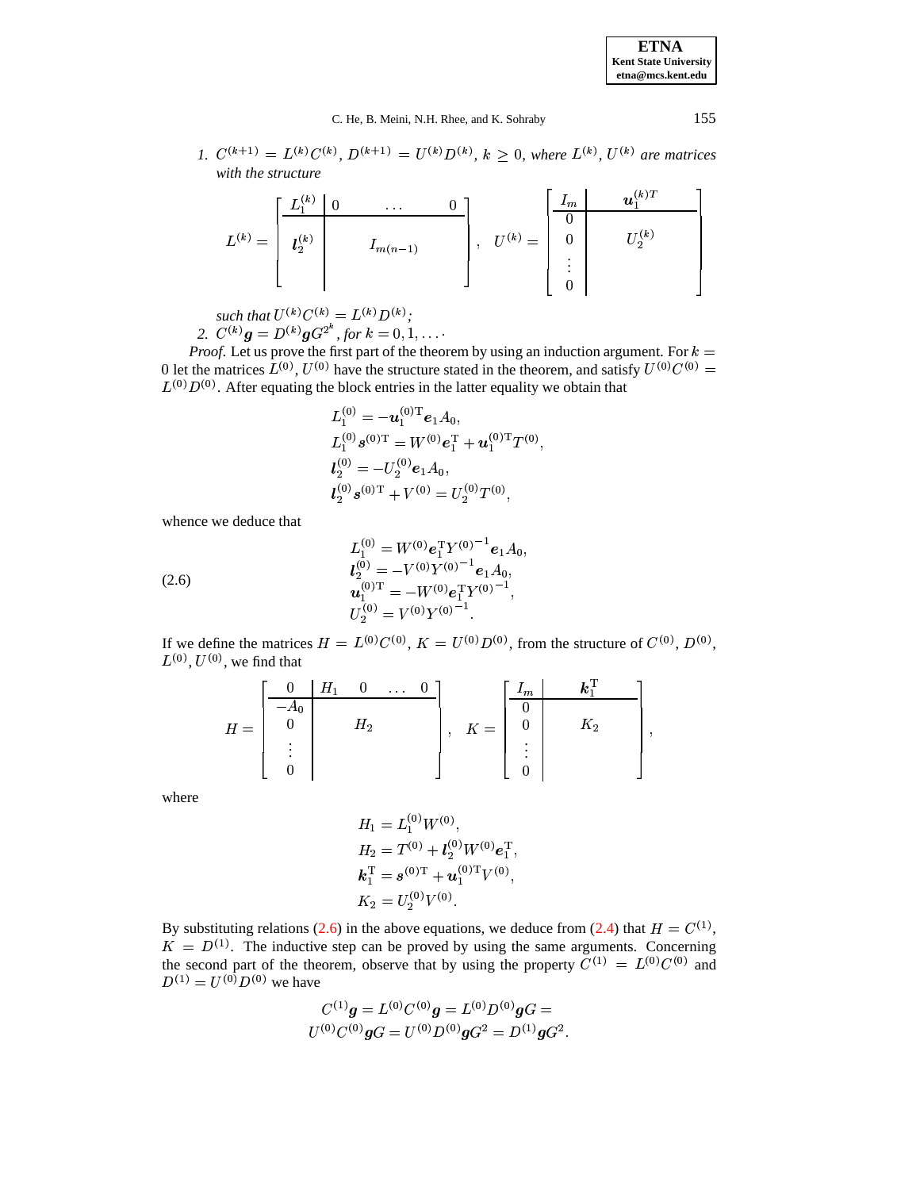1. $C^{(k+1)} = L^{(k)} C^{(k)}$, $D^{(k+1)} = U^{(k)} D^{(k)}$, $k \geq 0$, *where* $L^{(k)}$, $U^{(k)}$ *are matrices with the structure*

$$
L^{(k)} = \left[ \begin{array}{c|ccc} L_1^{(k)} & 0 & \dots & 0 \\ \hline \boldsymbol{l}_2^{(k)} & & I_{m(n-1)} & \\ & & & \end{array} \right], \quad U^{(k)} = \left[ \begin{array}{c|c} I_m & \boldsymbol{u}_1^{(k)T} \\ \hline 0 & \\ 0 & U_2^{(k)} \\ \vdots & \\ 0 & \end{array} \right]
$$

*such that* $U^{(k)} C^{(k)} = L^{(k)} D^{(k)}$*;*

2. $C^{(k)} \boldsymbol{g} = D^{(k)} \boldsymbol{g} G^{2^k}$*, for* $k = 0, 1, \dots$.

*Proof.* Let us prove the first part of the theorem by using an induction argument. For $k = 0$ let the matrices $L^{(0)}$, $U^{(0)}$ have the structure stated in the theorem, and satisfy $U^{(0)} C^{(0)} = L^{(0)} D^{(0)}$. After equating the block entries in the latter equality we obtain that

$$
\begin{aligned}
L_1^{(0)} &= -\boldsymbol{u}_1^{(0)\mathrm{T}} \boldsymbol{e}_1 A_0, \\
L_1^{(0)} \boldsymbol{s}^{(0)\mathrm{T}} &= W^{(0)} \boldsymbol{e}_1^{\mathrm{T}} + \boldsymbol{u}_1^{(0)\mathrm{T}} T^{(0)}, \\
\boldsymbol{l}_2^{(0)} &= -U_2^{(0)} \boldsymbol{e}_1 A_0, \\
\boldsymbol{l}_2^{(0)} \boldsymbol{s}^{(0)\mathrm{T}} + V^{(0)} &= U_2^{(0)} T^{(0)},
\end{aligned}
$$

whence we deduce that

$$
\begin{aligned}
L_1^{(0)} &= W^{(0)} \boldsymbol{e}_1^{\mathrm{T}} {Y^{(0)}}^{-1} \boldsymbol{e}_1 A_0, \\
\boldsymbol{l}_2^{(0)} &= -V^{(0)} {Y^{(0)}}^{-1} \boldsymbol{e}_1 A_0, \\
\boldsymbol{u}_1^{(0)\mathrm{T}} &= -W^{(0)} \boldsymbol{e}_1^{\mathrm{T}} {Y^{(0)}}^{-1}, \\
U_2^{(0)} &= V^{(0)} {Y^{(0)}}^{-1}.
\end{aligned} \tag{2.6}
$$

If we define the matrices $H = L^{(0)} C^{(0)}$, $K = U^{(0)} D^{(0)}$, from the structure of $C^{(0)}$, $D^{(0)}$, $L^{(0)}$, $U^{(0)}$, we find that

$$
H = \left[ \begin{array}{c|cccc} 0 & H_1 & 0 & \dots & 0 \\ \hline -A_0 & & & & \\ 0 & & H_2 & & \\ \vdots & & & & \\ 0 & & & & \end{array} \right], \quad K = \left[ \begin{array}{c|c} I_m & \boldsymbol{k}_1^{\mathrm{T}} \\ \hline 0 & \\ 0 & K_2 \\ \vdots & \\ 0 & \end{array} \right],
$$

where

$$
\begin{aligned}
H_1 &= L_1^{(0)} W^{(0)}, \\
H_2 &= T^{(0)} + \boldsymbol{l}_2^{(0)} W^{(0)} \boldsymbol{e}_1^{\mathrm{T}}, \\
\boldsymbol{k}_1^{\mathrm{T}} &= \boldsymbol{s}^{(0)\mathrm{T}} + \boldsymbol{u}_1^{(0)\mathrm{T}} V^{(0)}, \\
K_2 &= U_2^{(0)} V^{(0)}.
\end{aligned}
$$

By substituting relations (2.6) in the above equations, we deduce from (2.4) that $H = C^{(1)}$, $K = D^{(1)}$. The inductive step can be proved by using the same arguments. Concerning the second part of the theorem, observe that by using the property $C^{(1)} = L^{(0)} C^{(0)}$ and $D^{(1)} = U^{(0)} D^{(0)}$ we have

$$
\begin{aligned}
C^{(1)} \boldsymbol{g} = L^{(0)} C^{(0)} \boldsymbol{g} = L^{(0)} D^{(0)} \boldsymbol{g} G = \\
U^{(0)} C^{(0)} \boldsymbol{g} G = U^{(0)} D^{(0)} \boldsymbol{g} G^2 = D^{(1)} \boldsymbol{g} G^2.
\end{aligned}
$$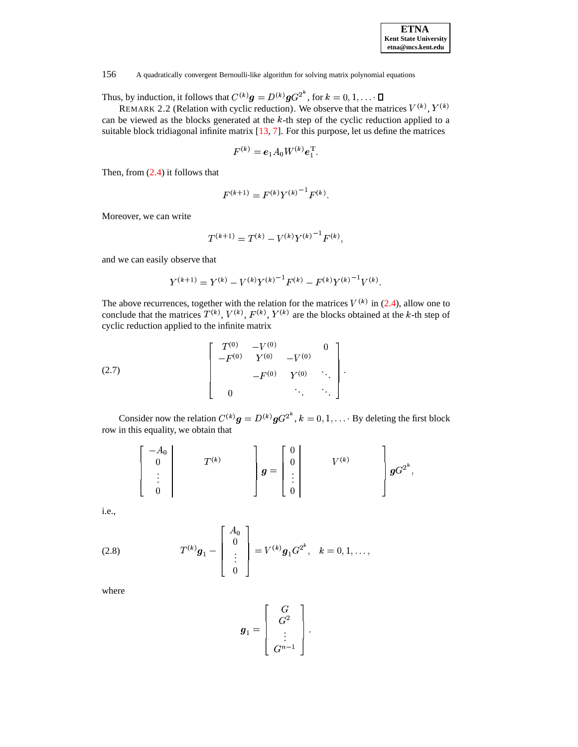Thus, by induction, it follows that $C^{(k)}\boldsymbol{g} = D^{(k)}\boldsymbol{g}G^{2^k}$, for $k = 0, 1, \ldots$ ∎

REMARK 2.2 (Relation with cyclic reduction). We observe that the matrices $V^{(k)}$, $Y^{(k)}$ can be viewed as the blocks generated at the $k$-th step of the cyclic reduction applied to a suitable block tridiagonal infinite matrix [13, 7]. For this purpose, let us define the matrices

$$F^{(k)} = \boldsymbol{e}_1 A_0 W^{(k)} \boldsymbol{e}_1^{\mathrm{T}}.$$

Then, from (2.4) it follows that

$$F^{(k+1)} = F^{(k)} {Y^{(k)}}^{-1} F^{(k)}.$$

Moreover, we can write

$$T^{(k+1)} = T^{(k)} - V^{(k)} {Y^{(k)}}^{-1} F^{(k)},$$

and we can easily observe that

$$Y^{(k+1)} = Y^{(k)} - V^{(k)} {Y^{(k)}}^{-1} F^{(k)} - F^{(k)} {Y^{(k)}}^{-1} V^{(k)}.$$

The above recurrences, together with the relation for the matrices $V^{(k)}$ in (2.4), allow one to conclude that the matrices $T^{(k)}$, $V^{(k)}$, $F^{(k)}$, $Y^{(k)}$ are the blocks obtained at the $k$-th step of cyclic reduction applied to the infinite matrix

$$\begin{bmatrix} T^{(0)} & -V^{(0)} & & 0 \\ -F^{(0)} & Y^{(0)} & -V^{(0)} & \\ & -F^{(0)} & Y^{(0)} & \ddots \\ 0 & & \ddots & \ddots \end{bmatrix}. \tag{2.7}$$

Consider now the relation $C^{(k)}\boldsymbol{g} = D^{(k)}\boldsymbol{g}G^{2^k}$, $k = 0, 1, \ldots$ By deleting the first block row in this equality, we obtain that

$$\left[\begin{array}{c|c} \begin{matrix} -A_0 \\ 0 \\ \vdots \\ 0 \end{matrix} & T^{(k)} \end{array}\right] \boldsymbol{g} = \left[\begin{array}{c|c} \begin{matrix} 0 \\ 0 \\ \vdots \\ 0 \end{matrix} & V^{(k)} \end{array}\right] \boldsymbol{g} G^{2^k},$$

i.e.,

$$T^{(k)}\boldsymbol{g}_1 - \begin{bmatrix} A_0 \\ 0 \\ \vdots \\ 0 \end{bmatrix} = V^{(k)}\boldsymbol{g}_1 G^{2^k}, \quad k = 0, 1, \ldots, \tag{2.8}$$

where

$$\boldsymbol{g}_1 = \begin{bmatrix} G \\ G^2 \\ \vdots \\ G^{n-1} \end{bmatrix}.$$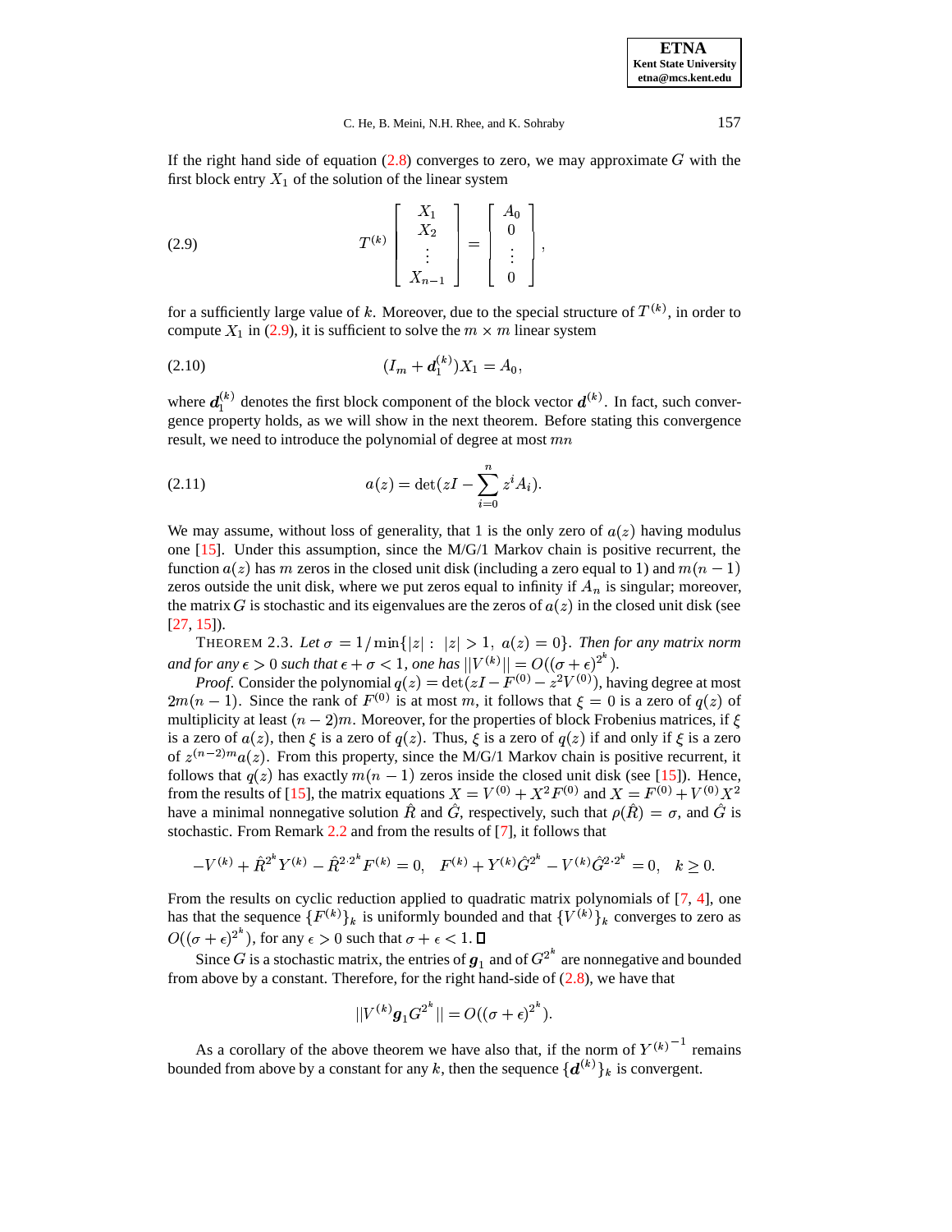If the right hand side of equation (2.8) converges to zero, we may approximate $G$ with the first block entry $X_1$ of the solution of the linear system

$$T^{(k)} \begin{bmatrix} X_1 \\ X_2 \\ \vdots \\ X_{n-1} \end{bmatrix} = \begin{bmatrix} A_0 \\ 0 \\ \vdots \\ 0 \end{bmatrix}, \tag{2.9}$$

for a sufficiently large value of $k$. Moreover, due to the special structure of $T^{(k)}$, in order to compute $X_1$ in (2.9), it is sufficient to solve the $m \times m$ linear system

$$(I_m + \boldsymbol{d}_1^{(k)})X_1 = A_0, \tag{2.10}$$

where $\boldsymbol{d}_1^{(k)}$ denotes the first block component of the block vector $\boldsymbol{d}^{(k)}$. In fact, such convergence property holds, as we will show in the next theorem. Before stating this convergence result, we need to introduce the polynomial of degree at most $mn$

$$a(z) = \det(zI - \sum_{i=0}^{n} z^i A_i). \tag{2.11}$$

We may assume, without loss of generality, that 1 is the only zero of $a(z)$ having modulus one [15]. Under this assumption, since the M/G/1 Markov chain is positive recurrent, the function $a(z)$ has $m$ zeros in the closed unit disk (including a zero equal to 1) and $m(n-1)$ zeros outside the unit disk, where we put zeros equal to infinity if $A_n$ is singular; moreover, the matrix $G$ is stochastic and its eigenvalues are the zeros of $a(z)$ in the closed unit disk (see [27, 15]).

THEOREM 2.3. *Let $\sigma = 1/\min\{|z| : \ |z| > 1, \ a(z) = 0\}$. Then for any matrix norm and for any $\epsilon > 0$ such that $\epsilon + \sigma < 1$, one has $||V^{(k)}|| = O((\sigma + \epsilon)^{2^k})$.*

*Proof.* Consider the polynomial $q(z) = \det(zI - F^{(0)} - z^2 V^{(0)})$, having degree at most $2m(n-1)$. Since the rank of $F^{(0)}$ is at most $m$, it follows that $\xi = 0$ is a zero of $q(z)$ of multiplicity at least $(n-2)m$. Moreover, for the properties of block Frobenius matrices, if $\xi$ is a zero of $a(z)$, then $\xi$ is a zero of $q(z)$. Thus, $\xi$ is a zero of $q(z)$ if and only if $\xi$ is a zero of $z^{(n-2)m}a(z)$. From this property, since the M/G/1 Markov chain is positive recurrent, it follows that $q(z)$ has exactly $m(n-1)$ zeros inside the closed unit disk (see [15]). Hence, from the results of [15], the matrix equations $X = V^{(0)} + X^2 F^{(0)}$ and $X = F^{(0)} + V^{(0)} X^2$ have a minimal nonnegative solution $\hat{R}$ and $\hat{G}$, respectively, such that $\rho(\hat{R}) = \sigma$, and $\hat{G}$ is stochastic. From Remark 2.2 and from the results of [7], it follows that

$$-V^{(k)} + \hat{R}^{2^k} Y^{(k)} - \hat{R}^{2 \cdot 2^k} F^{(k)} = 0, \quad F^{(k)} + Y^{(k)} \hat{G}^{2^k} - V^{(k)} \hat{G}^{2 \cdot 2^k} = 0, \quad k \geq 0.$$

From the results on cyclic reduction applied to quadratic matrix polynomials of [7, 4], one has that the sequence $\{F^{(k)}\}_k$ is uniformly bounded and that $\{V^{(k)}\}_k$ converges to zero as $O((\sigma + \epsilon)^{2^k})$, for any $\epsilon > 0$ such that $\sigma + \epsilon < 1$. $\square$

Since $G$ is a stochastic matrix, the entries of $\boldsymbol{g}_1$ and of $G^{2^k}$ are nonnegative and bounded from above by a constant. Therefore, for the right hand-side of (2.8), we have that

$$||V^{(k)} \boldsymbol{g}_1 G^{2^k}|| = O((\sigma + \epsilon)^{2^k}).$$

As a corollary of the above theorem we have also that, if the norm of ${Y^{(k)}}^{-1}$ remains bounded from above by a constant for any $k$, then the sequence $\{\boldsymbol{d}^{(k)}\}_k$ is convergent.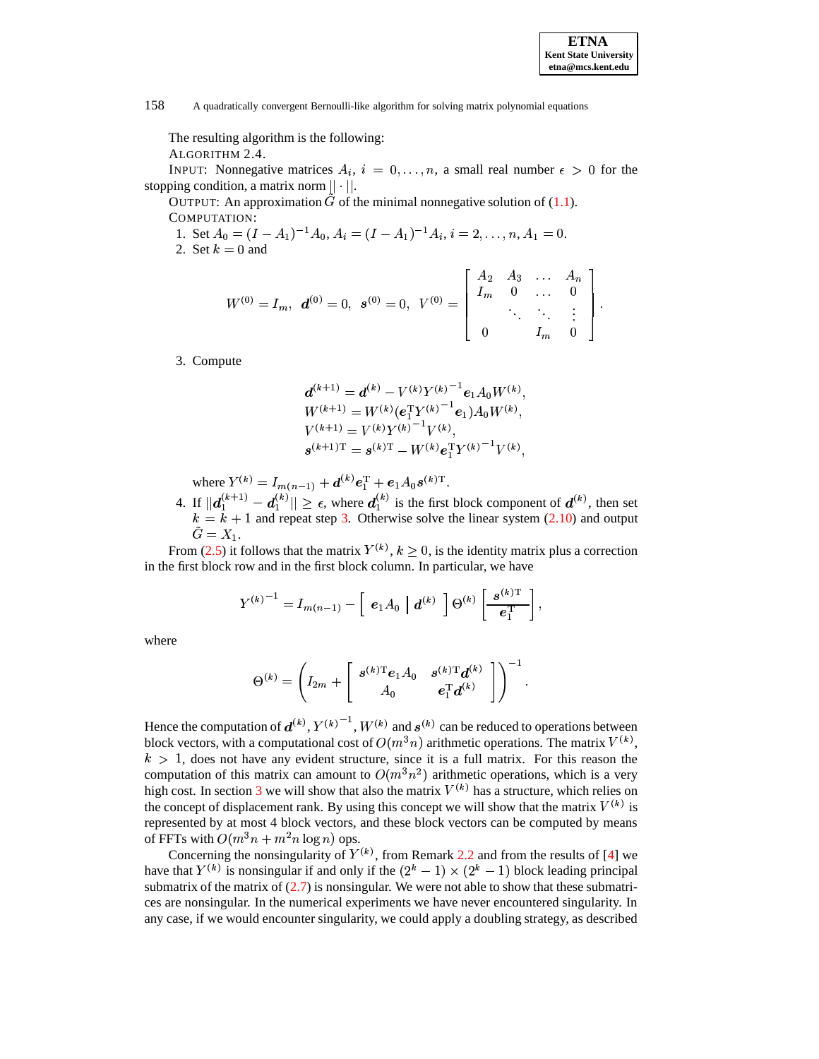The resulting algorithm is the following:

ALGORITHM 2.4.

INPUT: Nonnegative matrices $A_i$, $i = 0, \dots, n$, a small real number $\epsilon > 0$ for the stopping condition, a matrix norm $|| \cdot ||$.

OUTPUT: An approximation $\tilde{G}$ of the minimal nonnegative solution of (1.1).

COMPUTATION:

1. Set $A_0 = (I - A_1)^{-1} A_0$, $A_i = (I - A_1)^{-1} A_i$, $i = 2, \dots, n$, $A_1 = 0$.
2. Set $k = 0$ and

$$W^{(0)} = I_m, \;\; \boldsymbol{d}^{(0)} = 0, \;\; \boldsymbol{s}^{(0)} = 0, \;\; V^{(0)} = \begin{bmatrix} A_2 & A_3 & \dots & A_n \\ I_m & 0 & \dots & 0 \\ & \ddots & \ddots & \vdots \\ 0 & & I_m & 0 \end{bmatrix}.$$

3. Compute

$$\begin{aligned} \boldsymbol{d}^{(k+1)} &= \boldsymbol{d}^{(k)} - V^{(k)} {Y^{(k)}}^{-1} \boldsymbol{e}_1 A_0 W^{(k)}, \\ W^{(k+1)} &= W^{(k)} (\boldsymbol{e}_1^{\mathrm{T}} {Y^{(k)}}^{-1} \boldsymbol{e}_1) A_0 W^{(k)}, \\ V^{(k+1)} &= V^{(k)} {Y^{(k)}}^{-1} V^{(k)}, \\ \boldsymbol{s}^{(k+1)\mathrm{T}} &= \boldsymbol{s}^{(k)\mathrm{T}} - W^{(k)} \boldsymbol{e}_1^{\mathrm{T}} {Y^{(k)}}^{-1} V^{(k)}, \end{aligned}$$

   where $Y^{(k)} = I_{m(n-1)} + \boldsymbol{d}^{(k)} \boldsymbol{e}_1^{\mathrm{T}} + \boldsymbol{e}_1 A_0 \boldsymbol{s}^{(k)\mathrm{T}}$.

4. If $||\boldsymbol{d}_1^{(k+1)} - \boldsymbol{d}_1^{(k)}|| \geq \epsilon$, where $\boldsymbol{d}_1^{(k)}$ is the first block component of $\boldsymbol{d}^{(k)}$, then set $k = k + 1$ and repeat step 3. Otherwise solve the linear system (2.10) and output $\tilde{G} = X_1$.

From (2.5) it follows that the matrix $Y^{(k)}$, $k \geq 0$, is the identity matrix plus a correction in the first block row and in the first block column. In particular, we have

$${Y^{(k)}}^{-1} = I_{m(n-1)} - \left[\begin{array}{c|c} \boldsymbol{e}_1 A_0 & \boldsymbol{d}^{(k)} \end{array}\right] \Theta^{(k)} \left[\begin{array}{c} \boldsymbol{s}^{(k)\mathrm{T}} \\ \hline \boldsymbol{e}_1^{\mathrm{T}} \end{array}\right],$$

where

$$\Theta^{(k)} = \left( I_{2m} + \begin{bmatrix} \boldsymbol{s}^{(k)\mathrm{T}} \boldsymbol{e}_1 A_0 & \boldsymbol{s}^{(k)\mathrm{T}} \boldsymbol{d}^{(k)} \\ A_0 & \boldsymbol{e}_1^{\mathrm{T}} \boldsymbol{d}^{(k)} \end{bmatrix} \right)^{-1}.$$

Hence the computation of $\boldsymbol{d}^{(k)}$, ${Y^{(k)}}^{-1}$, $W^{(k)}$ and $\boldsymbol{s}^{(k)}$ can be reduced to operations between block vectors, with a computational cost of $O(m^3 n)$ arithmetic operations. The matrix $V^{(k)}$, $k > 1$, does not have any evident structure, since it is a full matrix. For this reason the computation of this matrix can amount to $O(m^3 n^2)$ arithmetic operations, which is a very high cost. In section 3 we will show that also the matrix $V^{(k)}$ has a structure, which relies on the concept of displacement rank. By using this concept we will show that the matrix $V^{(k)}$ is represented by at most 4 block vectors, and these block vectors can be computed by means of FFTs with $O(m^3 n + m^2 n \log n)$ ops.

Concerning the nonsingularity of $Y^{(k)}$, from Remark 2.2 and from the results of [4] we have that $Y^{(k)}$ is nonsingular if and only if the $(2^k - 1) \times (2^k - 1)$ block leading principal submatrix of the matrix of (2.7) is nonsingular. We were not able to show that these submatrices are nonsingular. In the numerical experiments we have never encountered singularity. In any case, if we would encounter singularity, we could apply a doubling strategy, as described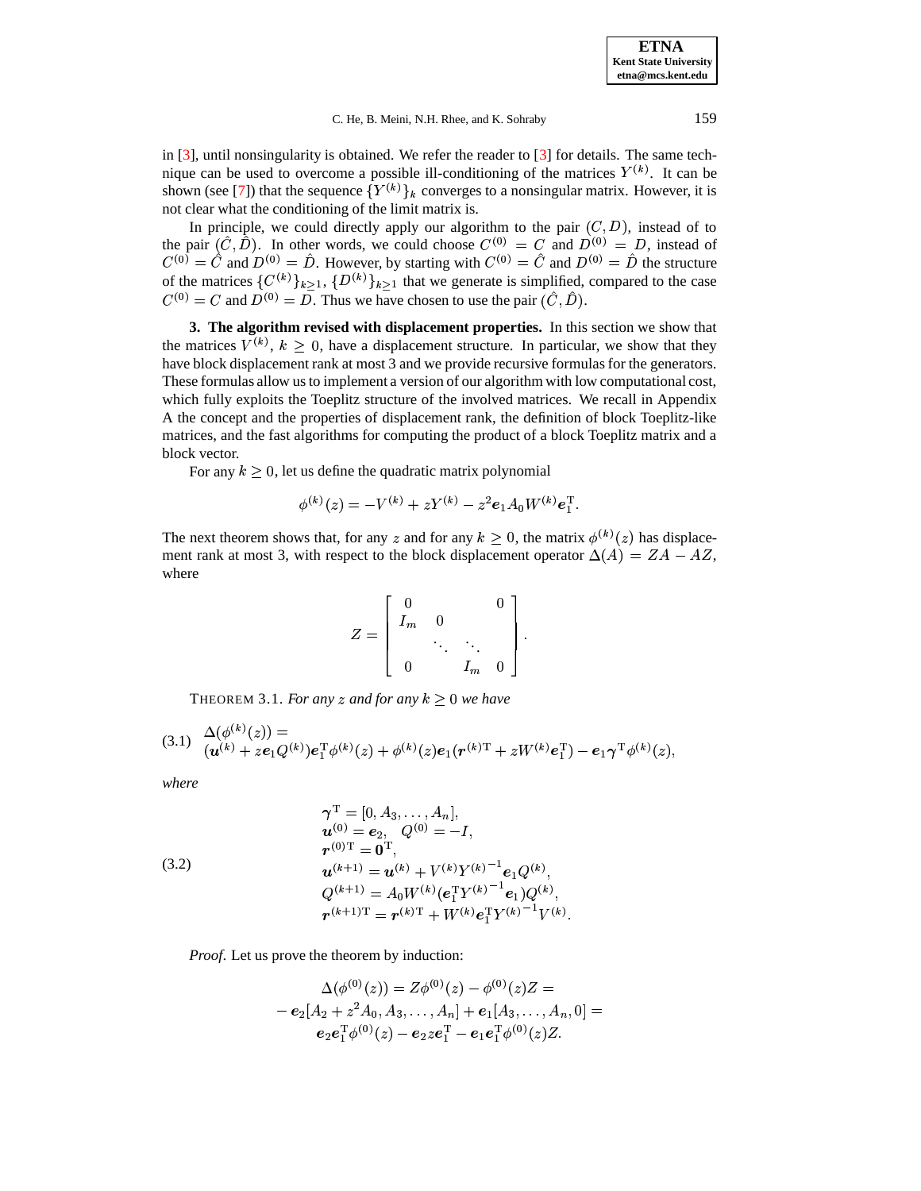in [3], until nonsingularity is obtained. We refer the reader to [3] for details. The same technique can be used to overcome a possible ill-conditioning of the matrices $Y^{(k)}$. It can be shown (see [7]) that the sequence $\{Y^{(k)}\}_k$ converges to a nonsingular matrix. However, it is not clear what the conditioning of the limit matrix is.

In principle, we could directly apply our algorithm to the pair $(C, D)$, instead of to the pair $(\hat{C}, \hat{D})$. In other words, we could choose $C^{(0)} = C$ and $D^{(0)} = D$, instead of $C^{(0)} = \hat{C}$ and $D^{(0)} = \hat{D}$. However, by starting with $C^{(0)} = \hat{C}$ and $D^{(0)} = \hat{D}$ the structure of the matrices $\{C^{(k)}\}_{k\geq 1}$, $\{D^{(k)}\}_{k\geq 1}$ that we generate is simplified, compared to the case $C^{(0)} = C$ and $D^{(0)} = D$. Thus we have chosen to use the pair $(\hat{C}, \hat{D})$.

## 3. The algorithm revised with displacement properties.

In this section we show that the matrices $V^{(k)}$, $k \geq 0$, have a displacement structure. In particular, we show that they have block displacement rank at most 3 and we provide recursive formulas for the generators. These formulas allow us to implement a version of our algorithm with low computational cost, which fully exploits the Toeplitz structure of the involved matrices. We recall in Appendix A the concept and the properties of displacement rank, the definition of block Toeplitz-like matrices, and the fast algorithms for computing the product of a block Toeplitz matrix and a block vector.

For any $k \geq 0$, let us define the quadratic matrix polynomial

$$\phi^{(k)}(z) = -V^{(k)} + zY^{(k)} - z^2 \boldsymbol{e}_1 A_0 W^{(k)} \boldsymbol{e}_1^{\mathrm{T}}.$$

The next theorem shows that, for any $z$ and for any $k \geq 0$, the matrix $\phi^{(k)}(z)$ has displacement rank at most 3, with respect to the block displacement operator $\Delta(A) = ZA - AZ$, where

$$Z = \begin{bmatrix} 0 & & & 0 \\ I_m & 0 & & \\ & \ddots & \ddots & \\ 0 & & I_m & 0 \end{bmatrix}.$$

THEOREM 3.1. *For any $z$ and for any $k \geq 0$ we have*

$$\begin{aligned} &\Delta(\phi^{(k)}(z)) = \\ &(\boldsymbol{u}^{(k)} + z\boldsymbol{e}_1 Q^{(k)})\boldsymbol{e}_1^{\mathrm{T}}\phi^{(k)}(z) + \phi^{(k)}(z)\boldsymbol{e}_1(\boldsymbol{r}^{(k)\mathrm{T}} + zW^{(k)}\boldsymbol{e}_1^{\mathrm{T}}) - \boldsymbol{e}_1\boldsymbol{\gamma}^{\mathrm{T}}\phi^{(k)}(z), \end{aligned} \tag{3.1}$$

*where*

$$\begin{aligned} &\boldsymbol{\gamma}^{\mathrm{T}} = [0, A_3, \ldots, A_n], \\ &\boldsymbol{u}^{(0)} = \boldsymbol{e}_2, \quad Q^{(0)} = -I, \\ &\boldsymbol{r}^{(0)\mathrm{T}} = \boldsymbol{0}^{\mathrm{T}}, \\ &\boldsymbol{u}^{(k+1)} = \boldsymbol{u}^{(k)} + V^{(k)}{Y^{(k)}}^{-1}\boldsymbol{e}_1 Q^{(k)}, \\ &Q^{(k+1)} = A_0 W^{(k)}(\boldsymbol{e}_1^{\mathrm{T}}{Y^{(k)}}^{-1}\boldsymbol{e}_1)Q^{(k)}, \\ &\boldsymbol{r}^{(k+1)\mathrm{T}} = \boldsymbol{r}^{(k)\mathrm{T}} + W^{(k)}\boldsymbol{e}_1^{\mathrm{T}}{Y^{(k)}}^{-1}V^{(k)}. \end{aligned} \tag{3.2}$$

*Proof.* Let us prove the theorem by induction:

$$\begin{gathered} \Delta(\phi^{(0)}(z)) = Z\phi^{(0)}(z) - \phi^{(0)}(z)Z = \\ -\boldsymbol{e}_2[A_2 + z^2 A_0, A_3, \ldots, A_n] + \boldsymbol{e}_1[A_3, \ldots, A_n, 0] = \\ \boldsymbol{e}_2\boldsymbol{e}_1^{\mathrm{T}}\phi^{(0)}(z) - \boldsymbol{e}_2 z\boldsymbol{e}_1^{\mathrm{T}} - \boldsymbol{e}_1\boldsymbol{e}_1^{\mathrm{T}}\phi^{(0)}(z)Z. \end{gathered}$$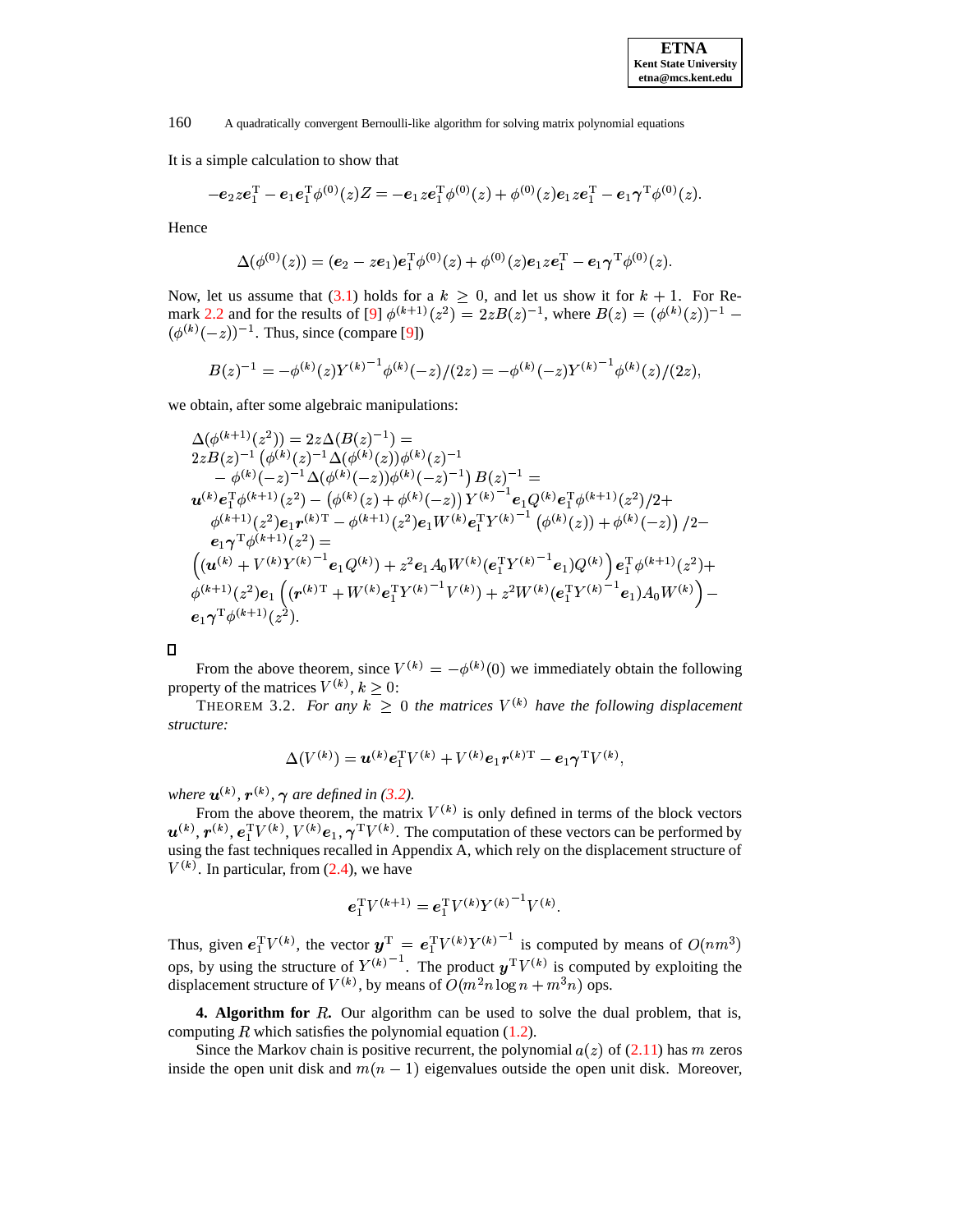It is a simple calculation to show that

$$-\boldsymbol{e}_2 z \boldsymbol{e}_1^{\mathrm{T}} - \boldsymbol{e}_1 \boldsymbol{e}_1^{\mathrm{T}} \phi^{(0)}(z) Z = -\boldsymbol{e}_1 z \boldsymbol{e}_1^{\mathrm{T}} \phi^{(0)}(z) + \phi^{(0)}(z) \boldsymbol{e}_1 z \boldsymbol{e}_1^{\mathrm{T}} - \boldsymbol{e}_1 \boldsymbol{\gamma}^{\mathrm{T}} \phi^{(0)}(z).$$

Hence

$$\Delta(\phi^{(0)}(z)) = (\boldsymbol{e}_2 - z\boldsymbol{e}_1)\boldsymbol{e}_1^{\mathrm{T}} \phi^{(0)}(z) + \phi^{(0)}(z) \boldsymbol{e}_1 z \boldsymbol{e}_1^{\mathrm{T}} - \boldsymbol{e}_1 \boldsymbol{\gamma}^{\mathrm{T}} \phi^{(0)}(z).$$

Now, let us assume that (3.1) holds for a $k \geq 0$, and let us show it for $k+1$. For Remark 2.2 and for the results of [9] $\phi^{(k+1)}(z^2) = 2zB(z)^{-1}$, where $B(z) = (\phi^{(k)}(z))^{-1} - (\phi^{(k)}(-z))^{-1}$. Thus, since (compare [9])

$$B(z)^{-1} = -\phi^{(k)}(z) {Y^{(k)}}^{-1} \phi^{(k)}(-z)/(2z) = -\phi^{(k)}(-z) {Y^{(k)}}^{-1} \phi^{(k)}(z)/(2z),$$

we obtain, after some algebraic manipulations:

$$\begin{aligned}
&\Delta(\phi^{(k+1)}(z^2)) = 2z\Delta(B(z)^{-1}) = \\
&2zB(z)^{-1}\left(\phi^{(k)}(z)^{-1}\Delta(\phi^{(k)}(z))\phi^{(k)}(z)^{-1}\right. \\
&\quad \left. - \phi^{(k)}(-z)^{-1}\Delta(\phi^{(k)}(-z))\phi^{(k)}(-z)^{-1}\right)B(z)^{-1} = \\
&\boldsymbol{u}^{(k)}\boldsymbol{e}_1^{\mathrm{T}}\phi^{(k+1)}(z^2) - \left(\phi^{(k)}(z) + \phi^{(k)}(-z)\right){Y^{(k)}}^{-1}\boldsymbol{e}_1 Q^{(k)}\boldsymbol{e}_1^{\mathrm{T}}\phi^{(k+1)}(z^2)/2 + \\
&\quad \phi^{(k+1)}(z^2)\boldsymbol{e}_1\boldsymbol{r}^{(k)\mathrm{T}} - \phi^{(k+1)}(z^2)\boldsymbol{e}_1 W^{(k)}\boldsymbol{e}_1^{\mathrm{T}}{Y^{(k)}}^{-1}\left(\phi^{(k)}(z)) + \phi^{(k)}(-z)\right)/2 - \\
&\quad \boldsymbol{e}_1\boldsymbol{\gamma}^{\mathrm{T}}\phi^{(k+1)}(z^2) = \\
&\left((\boldsymbol{u}^{(k)} + V^{(k)}{Y^{(k)}}^{-1}\boldsymbol{e}_1 Q^{(k)}) + z^2\boldsymbol{e}_1 A_0 W^{(k)}(\boldsymbol{e}_1^{\mathrm{T}}{Y^{(k)}}^{-1}\boldsymbol{e}_1)Q^{(k)}\right)\boldsymbol{e}_1^{\mathrm{T}}\phi^{(k+1)}(z^2) + \\
&\phi^{(k+1)}(z^2)\boldsymbol{e}_1\left((\boldsymbol{r}^{(k)\mathrm{T}} + W^{(k)}\boldsymbol{e}_1^{\mathrm{T}}{Y^{(k)}}^{-1}V^{(k)}) + z^2 W^{(k)}(\boldsymbol{e}_1^{\mathrm{T}}{Y^{(k)}}^{-1}\boldsymbol{e}_1)A_0 W^{(k)}\right) - \\
&\boldsymbol{e}_1\boldsymbol{\gamma}^{\mathrm{T}}\phi^{(k+1)}(z^2).
\end{aligned}$$

□

From the above theorem, since $V^{(k)} = -\phi^{(k)}(0)$ we immediately obtain the following property of the matrices $V^{(k)}$, $k \geq 0$:

THEOREM 3.2. *For any $k \geq 0$ the matrices $V^{(k)}$ have the following displacement structure:*

$$\Delta(V^{(k)}) = \boldsymbol{u}^{(k)}\boldsymbol{e}_1^{\mathrm{T}}V^{(k)} + V^{(k)}\boldsymbol{e}_1\boldsymbol{r}^{(k)\mathrm{T}} - \boldsymbol{e}_1\boldsymbol{\gamma}^{\mathrm{T}}V^{(k)},$$

*where $\boldsymbol{u}^{(k)}, \boldsymbol{r}^{(k)}, \boldsymbol{\gamma}$ are defined in (3.2).*

From the above theorem, the matrix $V^{(k)}$ is only defined in terms of the block vectors $\boldsymbol{u}^{(k)}, \boldsymbol{r}^{(k)}, \boldsymbol{e}_1^{\mathrm{T}}V^{(k)}, V^{(k)}\boldsymbol{e}_1, \boldsymbol{\gamma}^{\mathrm{T}}V^{(k)}$. The computation of these vectors can be performed by using the fast techniques recalled in Appendix A, which rely on the displacement structure of $V^{(k)}$. In particular, from (2.4), we have

$$\boldsymbol{e}_1^{\mathrm{T}}V^{(k+1)} = \boldsymbol{e}_1^{\mathrm{T}}V^{(k)}{Y^{(k)}}^{-1}V^{(k)}.$$

Thus, given $\boldsymbol{e}_1^{\mathrm{T}}V^{(k)}$, the vector $\boldsymbol{y}^{\mathrm{T}} = \boldsymbol{e}_1^{\mathrm{T}}V^{(k)}{Y^{(k)}}^{-1}$ is computed by means of $O(nm^3)$ ops, by using the structure of ${Y^{(k)}}^{-1}$. The product $\boldsymbol{y}^{\mathrm{T}}V^{(k)}$ is computed by exploiting the displacement structure of $V^{(k)}$, by means of $O(m^2 n \log n + m^3 n)$ ops.

**4. Algorithm for $R$.** Our algorithm can be used to solve the dual problem, that is, computing $R$ which satisfies the polynomial equation (1.2).

Since the Markov chain is positive recurrent, the polynomial $a(z)$ of (2.11) has $m$ zeros inside the open unit disk and $m(n-1)$ eigenvalues outside the open unit disk. Moreover,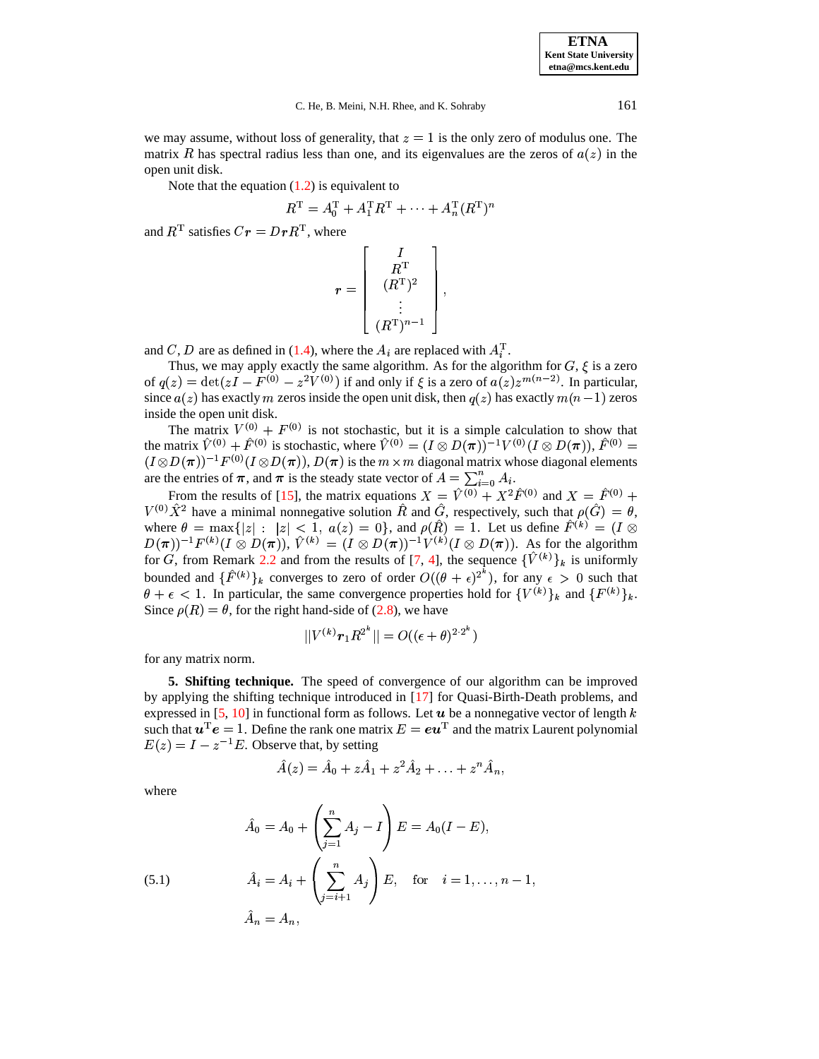we may assume, without loss of generality, that $z = 1$ is the only zero of modulus one. The matrix $R$ has spectral radius less than one, and its eigenvalues are the zeros of $a(z)$ in the open unit disk.

Note that the equation (1.2) is equivalent to

$$R^{\mathrm{T}} = A_0^{\mathrm{T}} + A_1^{\mathrm{T}} R^{\mathrm{T}} + \cdots + A_n^{\mathrm{T}} (R^{\mathrm{T}})^n$$

and $R^{\mathrm{T}}$ satisfies $C\boldsymbol{r} = D\boldsymbol{r}R^{\mathrm{T}}$, where

$$\boldsymbol{r} = \begin{bmatrix} I \\ R^{\mathrm{T}} \\ (R^{\mathrm{T}})^2 \\ \vdots \\ (R^{\mathrm{T}})^{n-1} \end{bmatrix},$$

and $C$, $D$ are as defined in (1.4), where the $A_i$ are replaced with $A_i^{\mathrm{T}}$.

Thus, we may apply exactly the same algorithm. As for the algorithm for $G$, $\xi$ is a zero of $q(z) = \det(zI - F^{(0)} - z^2 V^{(0)})$ if and only if $\xi$ is a zero of $a(z) z^{m(n-2)}$. In particular, since $a(z)$ has exactly $m$ zeros inside the open unit disk, then $q(z)$ has exactly $m(n-1)$ zeros inside the open unit disk.

The matrix $V^{(0)} + F^{(0)}$ is not stochastic, but it is a simple calculation to show that the matrix $\hat{V}^{(0)} + \hat{F}^{(0)}$ is stochastic, where $\hat{V}^{(0)} = (I \otimes D(\boldsymbol{\pi}))^{-1} V^{(0)} (I \otimes D(\boldsymbol{\pi}))$, $\hat{F}^{(0)} = (I \otimes D(\boldsymbol{\pi}))^{-1} F^{(0)} (I \otimes D(\boldsymbol{\pi}))$, $D(\boldsymbol{\pi})$ is the $m \times m$ diagonal matrix whose diagonal elements are the entries of $\boldsymbol{\pi}$, and $\boldsymbol{\pi}$ is the steady state vector of $A = \sum_{i=0}^{n} A_i$.

From the results of [15], the matrix equations $X = \hat{V}^{(0)} + X^2 \hat{F}^{(0)}$ and $X = \hat{F}^{(0)} + V^{(0)} \hat{X}^2$ have a minimal nonnegative solution $\hat{R}$ and $\hat{G}$, respectively, such that $\rho(\hat{G}) = \theta$, where $\theta = \max\{|z| : \ |z| < 1, \ a(z) = 0\}$, and $\rho(\hat{R}) = 1$. Let us define $\hat{F}^{(k)} = (I \otimes D(\boldsymbol{\pi}))^{-1} F^{(k)} (I \otimes D(\boldsymbol{\pi}))$, $\hat{V}^{(k)} = (I \otimes D(\boldsymbol{\pi}))^{-1} V^{(k)} (I \otimes D(\boldsymbol{\pi}))$. As for the algorithm for $G$, from Remark 2.2 and from the results of [7, 4], the sequence $\{\hat{V}^{(k)}\}_k$ is uniformly bounded and $\{\hat{F}^{(k)}\}_k$ converges to zero of order $O((\theta + \epsilon)^{2^k})$, for any $\epsilon > 0$ such that $\theta + \epsilon < 1$. In particular, the same convergence properties hold for $\{V^{(k)}\}_k$ and $\{F^{(k)}\}_k$. Since $\rho(R) = \theta$, for the right hand-side of (2.8), we have

$$||V^{(k)} \boldsymbol{r}_1 R^{2^k}|| = O((\epsilon + \theta)^{2 \cdot 2^k})$$

for any matrix norm.

**5. Shifting technique.** The speed of convergence of our algorithm can be improved by applying the shifting technique introduced in [17] for Quasi-Birth-Death problems, and expressed in [5, 10] in functional form as follows. Let $\boldsymbol{u}$ be a nonnegative vector of length $k$ such that $\boldsymbol{u}^{\mathrm{T}} \boldsymbol{e} = 1$. Define the rank one matrix $E = \boldsymbol{e}\boldsymbol{u}^{\mathrm{T}}$ and the matrix Laurent polynomial $E(z) = I - z^{-1} E$. Observe that, by setting

$$\hat{A}(z) = \hat{A}_0 + z\hat{A}_1 + z^2 \hat{A}_2 + \ldots + z^n \hat{A}_n,$$

where

$$\begin{aligned}
\hat{A}_0 &= A_0 + \left( \sum_{j=1}^{n} A_j - I \right) E = A_0 (I - E), \\
\hat{A}_i &= A_i + \left( \sum_{j=i+1}^{n} A_j \right) E, \quad \text{for} \quad i = 1, \ldots, n-1, \qquad (5.1) \\
\hat{A}_n &= A_n,
\end{aligned}$$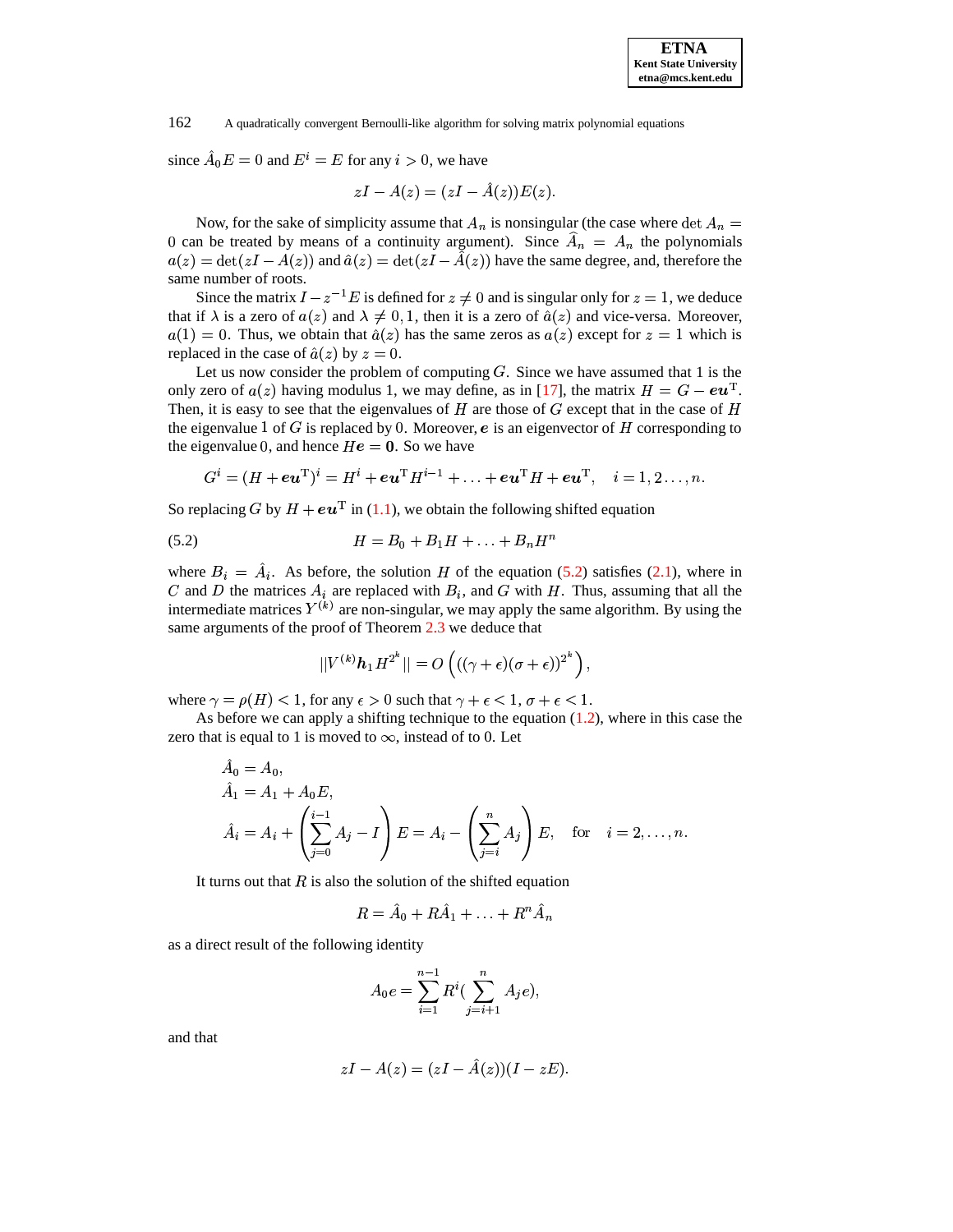since $\hat{A}_0 E = 0$ and $E^i = E$ for any $i > 0$, we have

$$zI - A(z) = (zI - \hat{A}(z))E(z).$$

Now, for the sake of simplicity assume that $A_n$ is nonsingular (the case where $\det A_n = 0$ can be treated by means of a continuity argument). Since $\widehat{A}_n = A_n$ the polynomials $a(z) = \det(zI - A(z))$ and $\hat{a}(z) = \det(zI - \hat{A}(z))$ have the same degree, and, therefore the same number of roots.

Since the matrix $I - z^{-1}E$ is defined for $z \neq 0$ and is singular only for $z = 1$, we deduce that if $\lambda$ is a zero of $a(z)$ and $\lambda \neq 0, 1$, then it is a zero of $\hat{a}(z)$ and vice-versa. Moreover, $a(1) = 0$. Thus, we obtain that $\hat{a}(z)$ has the same zeros as $a(z)$ except for $z = 1$ which is replaced in the case of $\hat{a}(z)$ by $z = 0$.

Let us now consider the problem of computing $G$. Since we have assumed that 1 is the only zero of $a(z)$ having modulus 1, we may define, as in [17], the matrix $H = G - \boldsymbol{e}\boldsymbol{u}^{\mathrm{T}}$. Then, it is easy to see that the eigenvalues of $H$ are those of $G$ except that in the case of $H$ the eigenvalue 1 of $G$ is replaced by 0. Moreover, $\boldsymbol{e}$ is an eigenvector of $H$ corresponding to the eigenvalue 0, and hence $H\boldsymbol{e} = \boldsymbol{0}$. So we have

$$G^i = (H + \boldsymbol{e}\boldsymbol{u}^{\mathrm{T}})^i = H^i + \boldsymbol{e}\boldsymbol{u}^{\mathrm{T}}H^{i-1} + \ldots + \boldsymbol{e}\boldsymbol{u}^{\mathrm{T}}H + \boldsymbol{e}\boldsymbol{u}^{\mathrm{T}}, \quad i = 1, 2 \ldots, n.$$

So replacing $G$ by $H + \boldsymbol{e}\boldsymbol{u}^{\mathrm{T}}$ in (1.1), we obtain the following shifted equation

$$H = B_0 + B_1 H + \ldots + B_n H^n \tag{5.2}$$

where $B_i = \hat{A}_i$. As before, the solution $H$ of the equation (5.2) satisfies (2.1), where in $C$ and $D$ the matrices $A_i$ are replaced with $B_i$, and $G$ with $H$. Thus, assuming that all the intermediate matrices $Y^{(k)}$ are non-singular, we may apply the same algorithm. By using the same arguments of the proof of Theorem 2.3 we deduce that

$$||V^{(k)}\boldsymbol{h}_1 H^{2^k}|| = O\left(((\gamma + \epsilon)(\sigma + \epsilon))^{2^k}\right),$$

where $\gamma = \rho(H) < 1$, for any $\epsilon > 0$ such that $\gamma + \epsilon < 1$, $\sigma + \epsilon < 1$.

As before we can apply a shifting technique to the equation (1.2), where in this case the zero that is equal to 1 is moved to $\infty$, instead of to 0. Let

$$\begin{aligned}
\hat{A}_0 &= A_0, \\
\hat{A}_1 &= A_1 + A_0 E, \\
\hat{A}_i &= A_i + \left(\sum_{j=0}^{i-1} A_j - I\right) E = A_i - \left(\sum_{j=i}^{n} A_j\right) E, \quad \text{for} \quad i = 2, \ldots, n.
\end{aligned}$$

It turns out that $R$ is also the solution of the shifted equation

$$R = \hat{A}_0 + R\hat{A}_1 + \ldots + R^n \hat{A}_n$$

as a direct result of the following identity

$$A_0 e = \sum_{i=1}^{n-1} R^i \left(\sum_{j=i+1}^{n} A_j e\right),$$

and that

$$zI - A(z) = (zI - \hat{A}(z))(I - zE).$$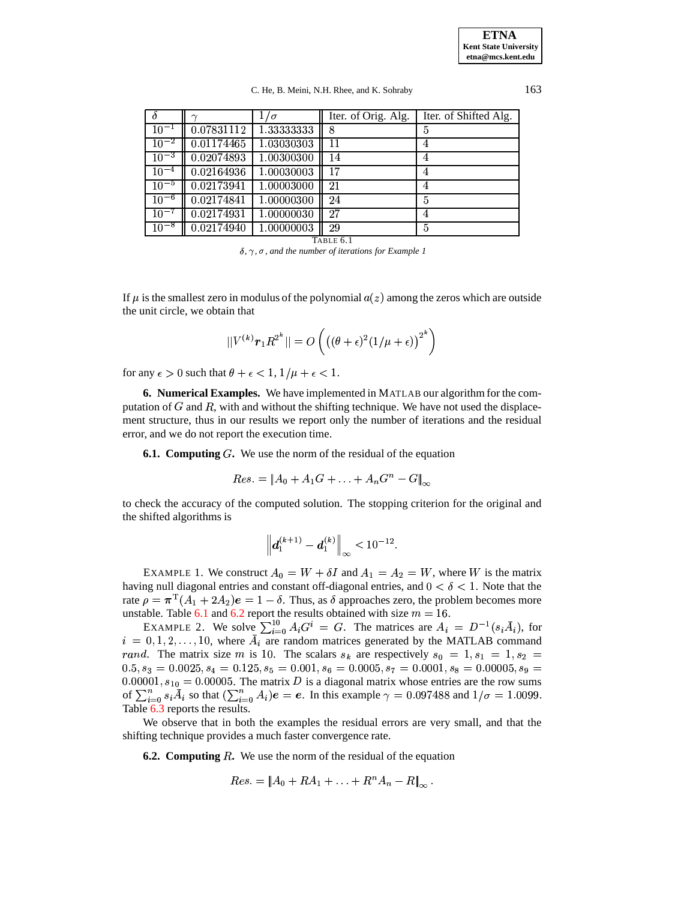| $\delta$ | $\gamma$ | $1/\sigma$ | Iter. of Orig. Alg. | Iter. of Shifted Alg. |
|---|---|---|---|---|
| $10^{-1}$ | 0.07831112 | 1.33333333 | 8 | 5 |
| $10^{-2}$ | 0.01174465 | 1.03030303 | 11 | 4 |
| $10^{-3}$ | 0.02074893 | 1.00300300 | 14 | 4 |
| $10^{-4}$ | 0.02164936 | 1.00030003 | 17 | 4 |
| $10^{-5}$ | 0.02173941 | 1.00003000 | 21 | 4 |
| $10^{-6}$ | 0.02174841 | 1.00000300 | 24 | 5 |
| $10^{-7}$ | 0.02174931 | 1.00000030 | 27 | 4 |
| $10^{-8}$ | 0.02174940 | 1.00000003 | 29 | 5 |

TABLE 6.1

*$\delta, \gamma, \sigma$, and the number of iterations for Example 1*

If $\mu$ is the smallest zero in modulus of the polynomial $a(z)$ among the zeros which are outside the unit circle, we obtain that

$$||V^{(k)}\boldsymbol{r}_1 R^{2^k}|| = O\left(\left((\theta+\epsilon)^2(1/\mu+\epsilon)\right)^{2^k}\right)$$

for any $\epsilon > 0$ such that $\theta + \epsilon < 1, 1/\mu + \epsilon < 1$.

**6. Numerical Examples.** We have implemented in MATLAB our algorithm for the computation of $G$ and $R$, with and without the shifting technique. We have not used the displacement structure, thus in our results we report only the number of iterations and the residual error, and we do not report the execution time.

**6.1. Computing $G$.** We use the norm of the residual of the equation

$$Res. = \|A_0 + A_1 G + \ldots + A_n G^n - G\|_\infty$$

to check the accuracy of the computed solution. The stopping criterion for the original and the shifted algorithms is

$$\left\|\boldsymbol{d}_1^{(k+1)} - \boldsymbol{d}_1^{(k)}\right\|_\infty < 10^{-12}.$$

EXAMPLE 1. We construct $A_0 = W + \delta I$ and $A_1 = A_2 = W$, where $W$ is the matrix having null diagonal entries and constant off-diagonal entries, and $0 < \delta < 1$. Note that the rate $\rho = \boldsymbol{\pi}^{\mathrm{T}}(A_1 + 2A_2)\boldsymbol{e} = 1 - \delta$. Thus, as $\delta$ approaches zero, the problem becomes more unstable. Table 6.1 and 6.2 report the results obtained with size $m = 16$.

EXAMPLE 2. We solve $\sum_{i=0}^{10} A_i G^i = G$. The matrices are $A_i = D^{-1}(s_i \bar{A}_i)$, for $i = 0, 1, 2, \ldots, 10$, where $\bar{A}_i$ are random matrices generated by the MATLAB command $rand$. The matrix size $m$ is 10. The scalars $s_k$ are respectively $s_0 = 1, s_1 = 1, s_2 = 0.5, s_3 = 0.0025, s_4 = 0.125, s_5 = 0.001, s_6 = 0.0005, s_7 = 0.0001, s_8 = 0.00005, s_9 = 0.00001, s_{10} = 0.00005$. The matrix $D$ is a diagonal matrix whose entries are the row sums of $\sum_{i=0}^{n} s_i \bar{A}_i$ so that $(\sum_{i=0}^{n} A_i)\boldsymbol{e} = \boldsymbol{e}$. In this example $\gamma = 0.097488$ and $1/\sigma = 1.0099$. Table 6.3 reports the results.

We observe that in both the examples the residual errors are very small, and that the shifting technique provides a much faster convergence rate.

**6.2. Computing $R$.** We use the norm of the residual of the equation

$$Res. = \|A_0 + RA_1 + \ldots + R^n A_n - R\|_\infty.$$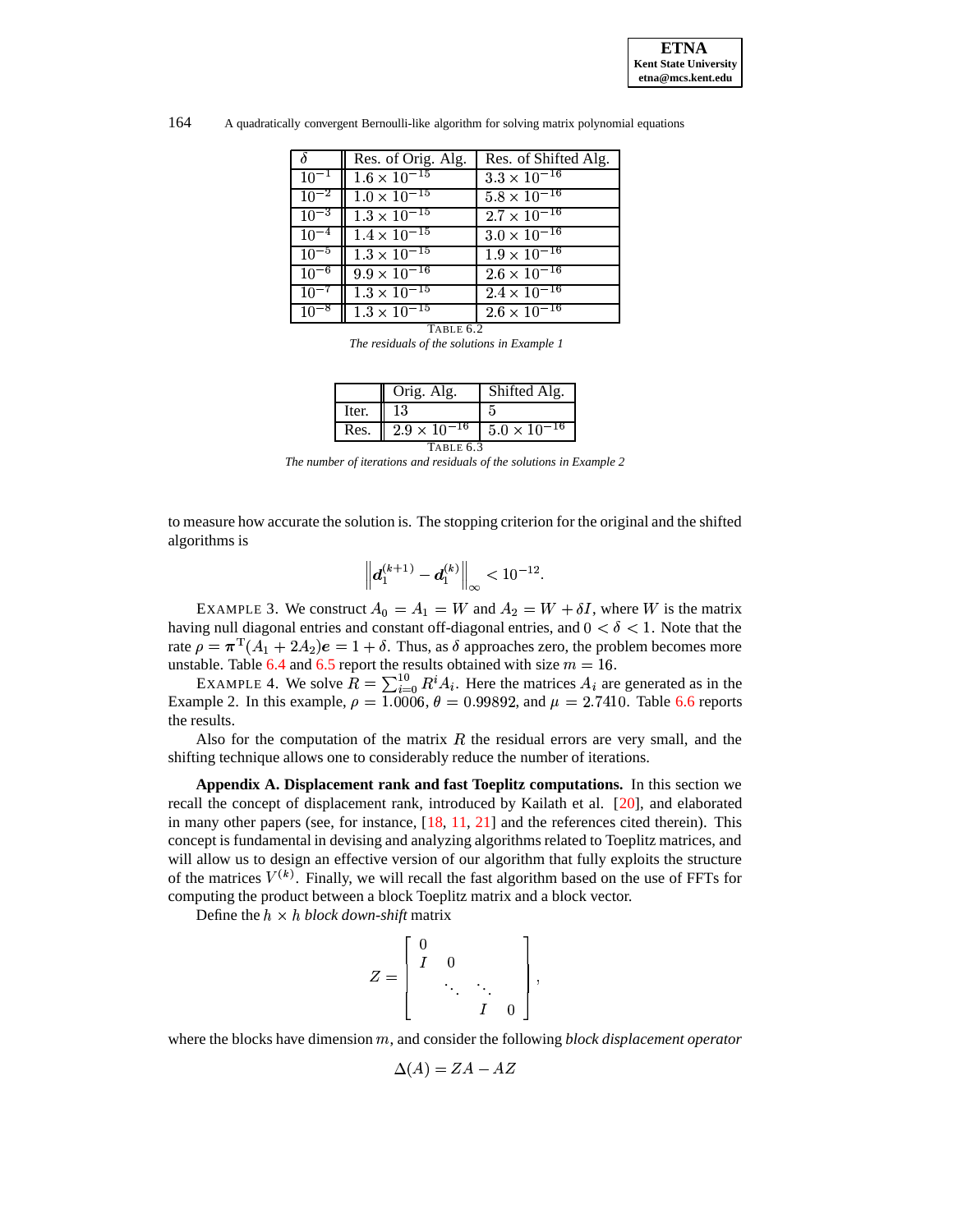| $\delta$ | Res. of Orig. Alg. | Res. of Shifted Alg. |
|---|---|---|
| $10^{-1}$ | $1.6 \times 10^{-15}$ | $3.3 \times 10^{-16}$ |
| $10^{-2}$ | $1.0 \times 10^{-15}$ | $5.8 \times 10^{-16}$ |
| $10^{-3}$ | $1.3 \times 10^{-15}$ | $2.7 \times 10^{-16}$ |
| $10^{-4}$ | $1.4 \times 10^{-15}$ | $3.0 \times 10^{-16}$ |
| $10^{-5}$ | $1.3 \times 10^{-15}$ | $1.9 \times 10^{-16}$ |
| $10^{-6}$ | $9.9 \times 10^{-16}$ | $2.6 \times 10^{-16}$ |
| $10^{-7}$ | $1.3 \times 10^{-15}$ | $2.4 \times 10^{-16}$ |
| $10^{-8}$ | $1.3 \times 10^{-15}$ | $2.6 \times 10^{-16}$ |

TABLE 6.2

*The residuals of the solutions in Example 1*

| | Orig. Alg. | Shifted Alg. |
|---|---|---|
| Iter. | 13 | 5 |
| Res. | $2.9 \times 10^{-16}$ | $5.0 \times 10^{-16}$ |

TABLE 6.3

*The number of iterations and residuals of the solutions in Example 2*

to measure how accurate the solution is. The stopping criterion for the original and the shifted algorithms is

$$\left\| \boldsymbol{d}_1^{(k+1)} - \boldsymbol{d}_1^{(k)} \right\|_\infty < 10^{-12}.$$

EXAMPLE 3. We construct $A_0 = A_1 = W$ and $A_2 = W + \delta I$, where $W$ is the matrix having null diagonal entries and constant off-diagonal entries, and $0 < \delta < 1$. Note that the rate $\rho = \boldsymbol{\pi}^{\mathrm{T}}(A_1 + 2A_2)\boldsymbol{e} = 1 + \delta$. Thus, as $\delta$ approaches zero, the problem becomes more unstable. Table 6.4 and 6.5 report the results obtained with size $m = 16$.

EXAMPLE 4. We solve $R = \sum_{i=0}^{10} R^i A_i$. Here the matrices $A_i$ are generated as in the Example 2. In this example, $\rho = 1.0006$, $\theta = 0.99892$, and $\mu = 2.7410$. Table 6.6 reports the results.

Also for the computation of the matrix $R$ the residual errors are very small, and the shifting technique allows one to considerably reduce the number of iterations.

**Appendix A. Displacement rank and fast Toeplitz computations.** In this section we recall the concept of displacement rank, introduced by Kailath et al. [20], and elaborated in many other papers (see, for instance, [18, 11, 21] and the references cited therein). This concept is fundamental in devising and analyzing algorithms related to Toeplitz matrices, and will allow us to design an effective version of our algorithm that fully exploits the structure of the matrices $V^{(k)}$. Finally, we will recall the fast algorithm based on the use of FFTs for computing the product between a block Toeplitz matrix and a block vector.

Define the $h \times h$ *block down-shift* matrix

$$Z = \begin{bmatrix} 0 & & & \\ I & 0 & & \\ & \ddots & \ddots & \\ & & I & 0 \end{bmatrix},$$

where the blocks have dimension $m$, and consider the following *block displacement operator*

$$\Delta(A) = ZA - AZ$$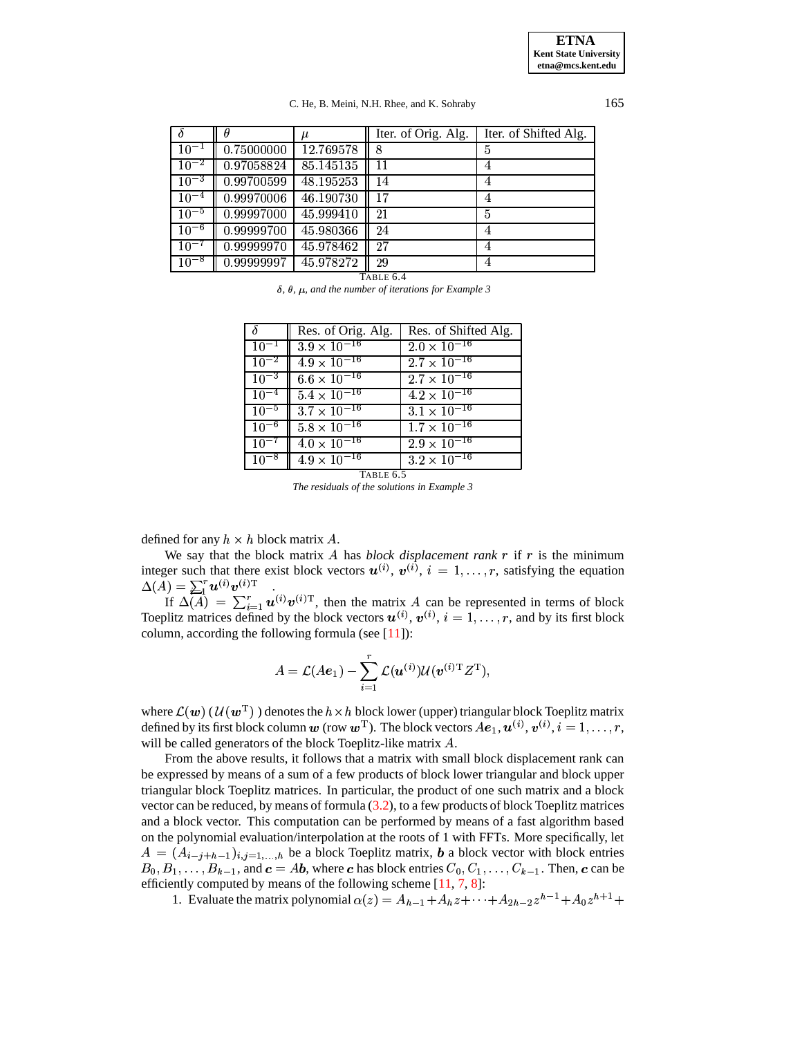| $\delta$ | $\theta$ | $\mu$ | Iter. of Orig. Alg. | Iter. of Shifted Alg. |
|---|---|---|---|---|
| $10^{-1}$ | 0.75000000 | 12.769578 | 8 | 5 |
| $10^{-2}$ | 0.97058824 | 85.145135 | 11 | 4 |
| $10^{-3}$ | 0.99700599 | 48.195253 | 14 | 4 |
| $10^{-4}$ | 0.99970006 | 46.190730 | 17 | 4 |
| $10^{-5}$ | 0.99997000 | 45.999410 | 21 | 5 |
| $10^{-6}$ | 0.99999700 | 45.980366 | 24 | 4 |
| $10^{-7}$ | 0.99999970 | 45.978462 | 27 | 4 |
| $10^{-8}$ | 0.99999997 | 45.978272 | 29 | 4 |

TABLE 6.4

*$\delta$, $\theta$, $\mu$, and the number of iterations for Example 3*

| $\delta$ | Res. of Orig. Alg. | Res. of Shifted Alg. |
|---|---|---|
| $10^{-1}$ | $3.9 \times 10^{-16}$ | $2.0 \times 10^{-16}$ |
| $10^{-2}$ | $4.9 \times 10^{-16}$ | $2.7 \times 10^{-16}$ |
| $10^{-3}$ | $6.6 \times 10^{-16}$ | $2.7 \times 10^{-16}$ |
| $10^{-4}$ | $5.4 \times 10^{-16}$ | $4.2 \times 10^{-16}$ |
| $10^{-5}$ | $3.7 \times 10^{-16}$ | $3.1 \times 10^{-16}$ |
| $10^{-6}$ | $5.8 \times 10^{-16}$ | $1.7 \times 10^{-16}$ |
| $10^{-7}$ | $4.0 \times 10^{-16}$ | $2.9 \times 10^{-16}$ |
| $10^{-8}$ | $4.9 \times 10^{-16}$ | $3.2 \times 10^{-16}$ |

TABLE 6.5

*The residuals of the solutions in Example 3*

defined for any $h \times h$ block matrix $A$.

We say that the block matrix $A$ has *block displacement rank* $r$ if $r$ is the minimum integer such that there exist block vectors $\boldsymbol{u}^{(i)}$, $\boldsymbol{v}^{(i)}$, $i = 1, \ldots, r$, satisfying the equation $\Delta(A) = \sum_1^r \boldsymbol{u}^{(i)}\boldsymbol{v}^{(i)\mathrm{T}}$.

If $\Delta(A) = \sum_{i=1}^r \boldsymbol{u}^{(i)}\boldsymbol{v}^{(i)\mathrm{T}}$, then the matrix $A$ can be represented in terms of block Toeplitz matrices defined by the block vectors $\boldsymbol{u}^{(i)}$, $\boldsymbol{v}^{(i)}$, $i = 1, \ldots, r$, and by its first block column, according the following formula (see [11]):

$$A = \mathcal{L}(A\boldsymbol{e}_1) - \sum_{i=1}^{r} \mathcal{L}(\boldsymbol{u}^{(i)})\mathcal{U}(\boldsymbol{v}^{(i)\mathrm{T}} Z^{\mathrm{T}}),$$

where $\mathcal{L}(\boldsymbol{w})$ ($\mathcal{U}(\boldsymbol{w}^{\mathrm{T}})$ ) denotes the $h \times h$ block lower (upper) triangular block Toeplitz matrix defined by its first block column $\boldsymbol{w}$ (row $\boldsymbol{w}^{\mathrm{T}}$). The block vectors $A\boldsymbol{e}_1, \boldsymbol{u}^{(i)}, \boldsymbol{v}^{(i)}, i = 1, \ldots, r$, will be called generators of the block Toeplitz-like matrix $A$.

From the above results, it follows that a matrix with small block displacement rank can be expressed by means of a sum of a few products of block lower triangular and block upper triangular block Toeplitz matrices. In particular, the product of one such matrix and a block vector can be reduced, by means of formula (3.2), to a few products of block Toeplitz matrices and a block vector. This computation can be performed by means of a fast algorithm based on the polynomial evaluation/interpolation at the roots of 1 with FFTs. More specifically, let $A = (A_{i-j+h-1})_{i,j=1,\ldots,h}$ be a block Toeplitz matrix, $\boldsymbol{b}$ a block vector with block entries $B_0, B_1, \ldots, B_{k-1}$, and $\boldsymbol{c} = A\boldsymbol{b}$, where $\boldsymbol{c}$ has block entries $C_0, C_1, \ldots, C_{k-1}$. Then, $\boldsymbol{c}$ can be efficiently computed by means of the following scheme [11, 7, 8]:

1. Evaluate the matrix polynomial $\alpha(z) = A_{h-1} + A_h z + \cdots + A_{2h-2}z^{h-1} + A_0 z^{h+1} +$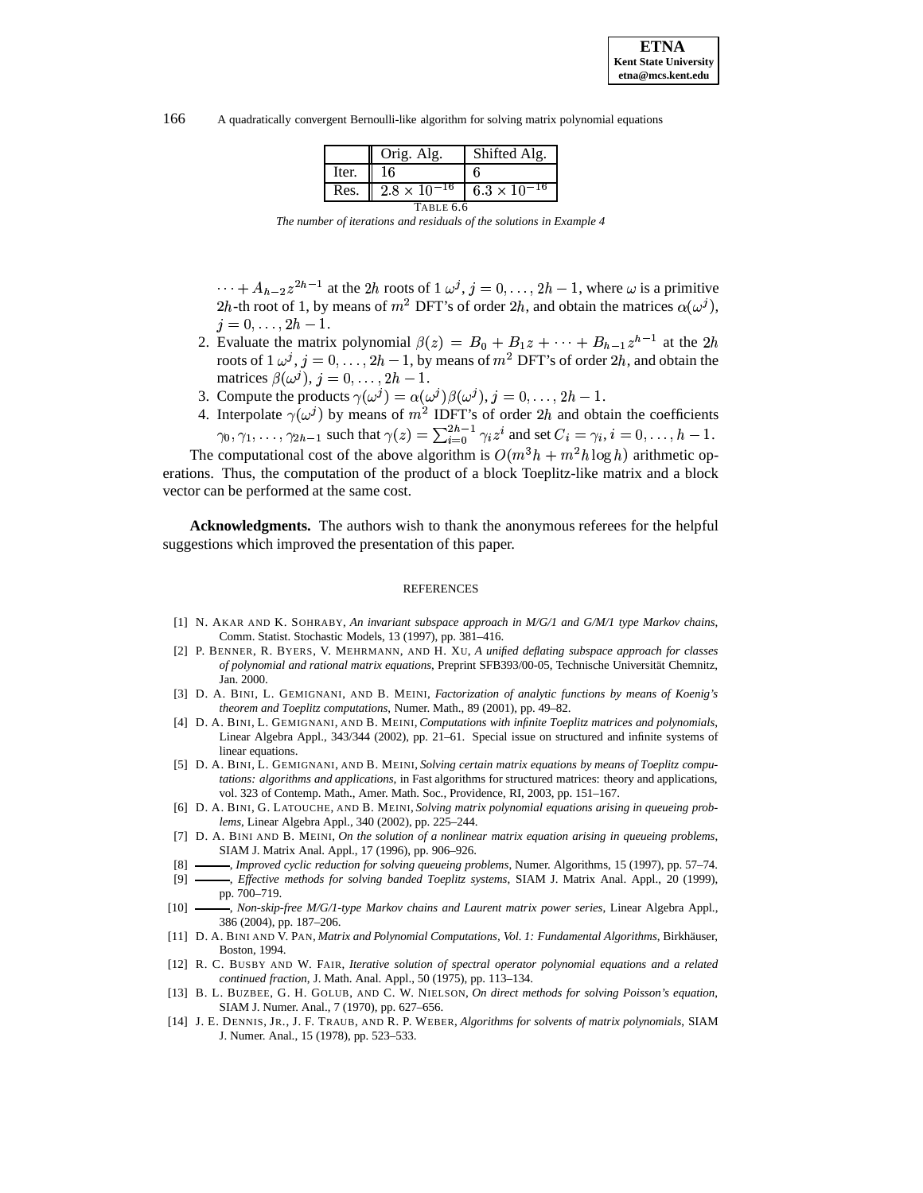|  | Orig. Alg. | Shifted Alg. |
|---|---|---|
| Iter. | 16 | 6 |
| Res. | $2.8 \times 10^{-16}$ | $6.3 \times 10^{-16}$ |

TABLE 6.6
*The number of iterations and residuals of the solutions in Example 4*

$\cdots + A_{h-2}z^{2h-1}$ at the $2h$ roots of 1 $\omega^j$, $j = 0, \ldots, 2h-1$, where $\omega$ is a primitive $2h$-th root of 1, by means of $m^2$ DFT's of order $2h$, and obtain the matrices $\alpha(\omega^j)$, $j = 0, \ldots, 2h-1$.

2. Evaluate the matrix polynomial $\beta(z) = B_0 + B_1 z + \cdots + B_{h-1}z^{h-1}$ at the $2h$ roots of 1 $\omega^j$, $j = 0, \ldots, 2h-1$, by means of $m^2$ DFT's of order $2h$, and obtain the matrices $\beta(\omega^j)$, $j = 0, \ldots, 2h-1$.
3. Compute the products $\gamma(\omega^j) = \alpha(\omega^j)\beta(\omega^j)$, $j = 0, \ldots, 2h-1$.
4. Interpolate $\gamma(\omega^j)$ by means of $m^2$ IDFT's of order $2h$ and obtain the coefficients $\gamma_0, \gamma_1, \ldots, \gamma_{2h-1}$ such that $\gamma(z) = \sum_{i=0}^{2h-1} \gamma_i z^i$ and set $C_i = \gamma_i$, $i = 0, \ldots, h-1$.

The computational cost of the above algorithm is $O(m^3 h + m^2 h \log h)$ arithmetic operations. Thus, the computation of the product of a block Toeplitz-like matrix and a block vector can be performed at the same cost.

**Acknowledgments.** The authors wish to thank the anonymous referees for the helpful suggestions which improved the presentation of this paper.

## REFERENCES

[1] N. AKAR AND K. SOHRABY, *An invariant subspace approach in M/G/1 and G/M/1 type Markov chains*, Comm. Statist. Stochastic Models, 13 (1997), pp. 381–416.

[2] P. BENNER, R. BYERS, V. MEHRMANN, AND H. XU, *A unified deflating subspace approach for classes of polynomial and rational matrix equations*, Preprint SFB393/00-05, Technische Universität Chemnitz, Jan. 2000.

[3] D. A. BINI, L. GEMIGNANI, AND B. MEINI, *Factorization of analytic functions by means of Koenig's theorem and Toeplitz computations*, Numer. Math., 89 (2001), pp. 49–82.

[4] D. A. BINI, L. GEMIGNANI, AND B. MEINI, *Computations with infinite Toeplitz matrices and polynomials*, Linear Algebra Appl., 343/344 (2002), pp. 21–61. Special issue on structured and infinite systems of linear equations.

[5] D. A. BINI, L. GEMIGNANI, AND B. MEINI, *Solving certain matrix equations by means of Toeplitz computations: algorithms and applications*, in Fast algorithms for structured matrices: theory and applications, vol. 323 of Contemp. Math., Amer. Math. Soc., Providence, RI, 2003, pp. 151–167.

[6] D. A. BINI, G. LATOUCHE, AND B. MEINI, *Solving matrix polynomial equations arising in queueing problems*, Linear Algebra Appl., 340 (2002), pp. 225–244.

[7] D. A. BINI AND B. MEINI, *On the solution of a nonlinear matrix equation arising in queueing problems*, SIAM J. Matrix Anal. Appl., 17 (1996), pp. 906–926.

[8] ———, *Improved cyclic reduction for solving queueing problems*, Numer. Algorithms, 15 (1997), pp. 57–74.

[9] ———, *Effective methods for solving banded Toeplitz systems*, SIAM J. Matrix Anal. Appl., 20 (1999), pp. 700–719.

[10] ———, *Non-skip-free M/G/1-type Markov chains and Laurent matrix power series*, Linear Algebra Appl., 386 (2004), pp. 187–206.

[11] D. A. BINI AND V. PAN, *Matrix and Polynomial Computations, Vol. 1: Fundamental Algorithms*, Birkhäuser, Boston, 1994.

[12] R. C. BUSBY AND W. FAIR, *Iterative solution of spectral operator polynomial equations and a related continued fraction*, J. Math. Anal. Appl., 50 (1975), pp. 113–134.

[13] B. L. BUZBEE, G. H. GOLUB, AND C. W. NIELSON, *On direct methods for solving Poisson's equation*, SIAM J. Numer. Anal., 7 (1970), pp. 627–656.

[14] J. E. DENNIS, JR., J. F. TRAUB, AND R. P. WEBER, *Algorithms for solvents of matrix polynomials*, SIAM J. Numer. Anal., 15 (1978), pp. 523–533.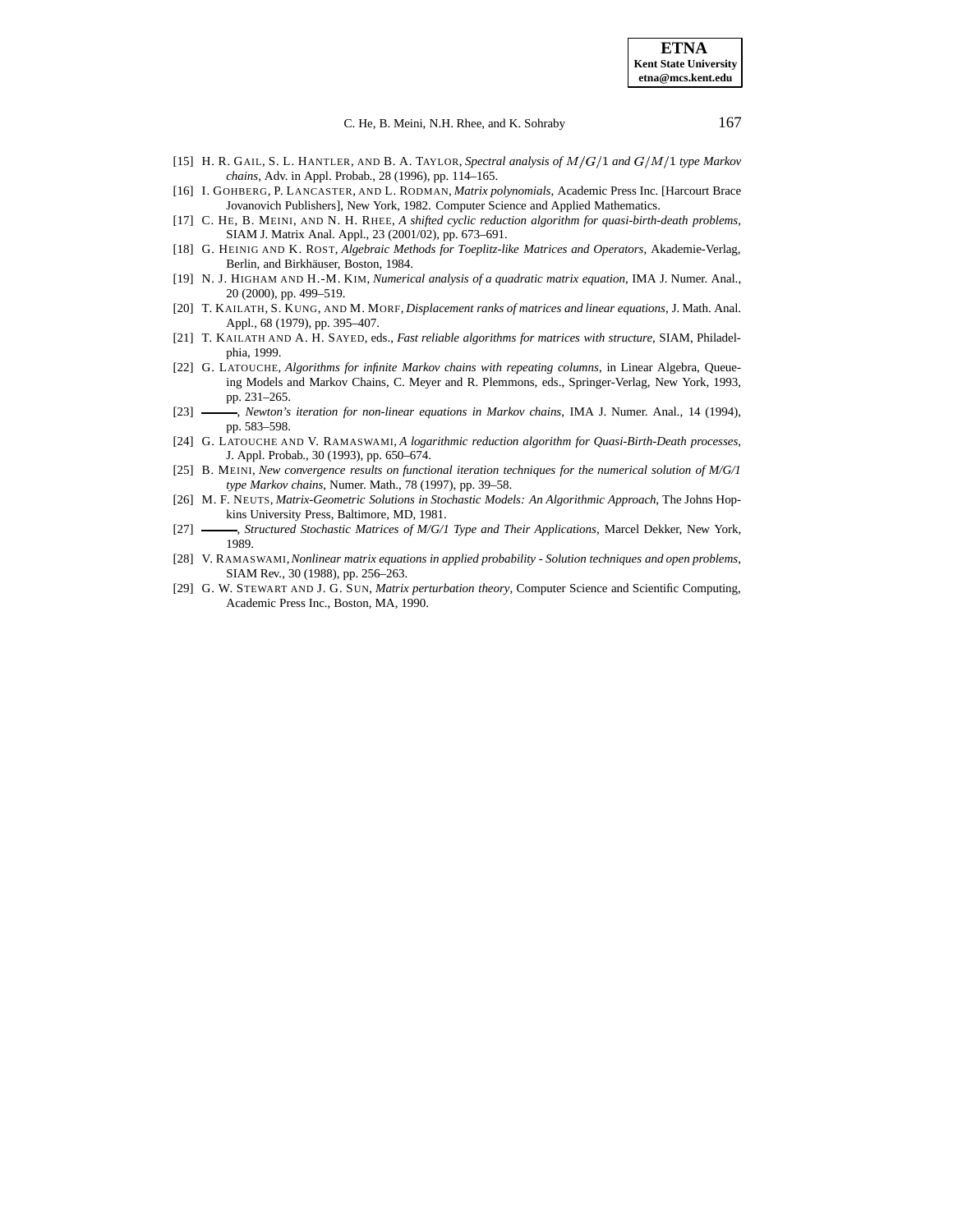[15] H. R. Gail, S. L. Hantler, and B. A. Taylor, *Spectral analysis of $M/G/1$ and $G/M/1$ type Markov chains*, Adv. in Appl. Probab., 28 (1996), pp. 114–165.

[16] I. Gohberg, P. Lancaster, and L. Rodman, *Matrix polynomials*, Academic Press Inc. [Harcourt Brace Jovanovich Publishers], New York, 1982. Computer Science and Applied Mathematics.

[17] C. He, B. Meini, and N. H. Rhee, *A shifted cyclic reduction algorithm for quasi-birth-death problems*, SIAM J. Matrix Anal. Appl., 23 (2001/02), pp. 673–691.

[18] G. Heinig and K. Rost, *Algebraic Methods for Toeplitz-like Matrices and Operators*, Akademie-Verlag, Berlin, and Birkhäuser, Boston, 1984.

[19] N. J. Higham and H.-M. Kim, *Numerical analysis of a quadratic matrix equation*, IMA J. Numer. Anal., 20 (2000), pp. 499–519.

[20] T. Kailath, S. Kung, and M. Morf, *Displacement ranks of matrices and linear equations*, J. Math. Anal. Appl., 68 (1979), pp. 395–407.

[21] T. Kailath and A. H. Sayed, eds., *Fast reliable algorithms for matrices with structure*, SIAM, Philadelphia, 1999.

[22] G. Latouche, *Algorithms for infinite Markov chains with repeating columns*, in Linear Algebra, Queueing Models and Markov Chains, C. Meyer and R. Plemmons, eds., Springer-Verlag, New York, 1993, pp. 231–265.

[23] ———, *Newton's iteration for non-linear equations in Markov chains*, IMA J. Numer. Anal., 14 (1994), pp. 583–598.

[24] G. Latouche and V. Ramaswami, *A logarithmic reduction algorithm for Quasi-Birth-Death processes*, J. Appl. Probab., 30 (1993), pp. 650–674.

[25] B. Meini, *New convergence results on functional iteration techniques for the numerical solution of M/G/1 type Markov chains*, Numer. Math., 78 (1997), pp. 39–58.

[26] M. F. Neuts, *Matrix-Geometric Solutions in Stochastic Models: An Algorithmic Approach*, The Johns Hopkins University Press, Baltimore, MD, 1981.

[27] ———, *Structured Stochastic Matrices of M/G/1 Type and Their Applications*, Marcel Dekker, New York, 1989.

[28] V. Ramaswami, *Nonlinear matrix equations in applied probability - Solution techniques and open problems*, SIAM Rev., 30 (1988), pp. 256–263.

[29] G. W. Stewart and J. G. Sun, *Matrix perturbation theory*, Computer Science and Scientific Computing, Academic Press Inc., Boston, MA, 1990.